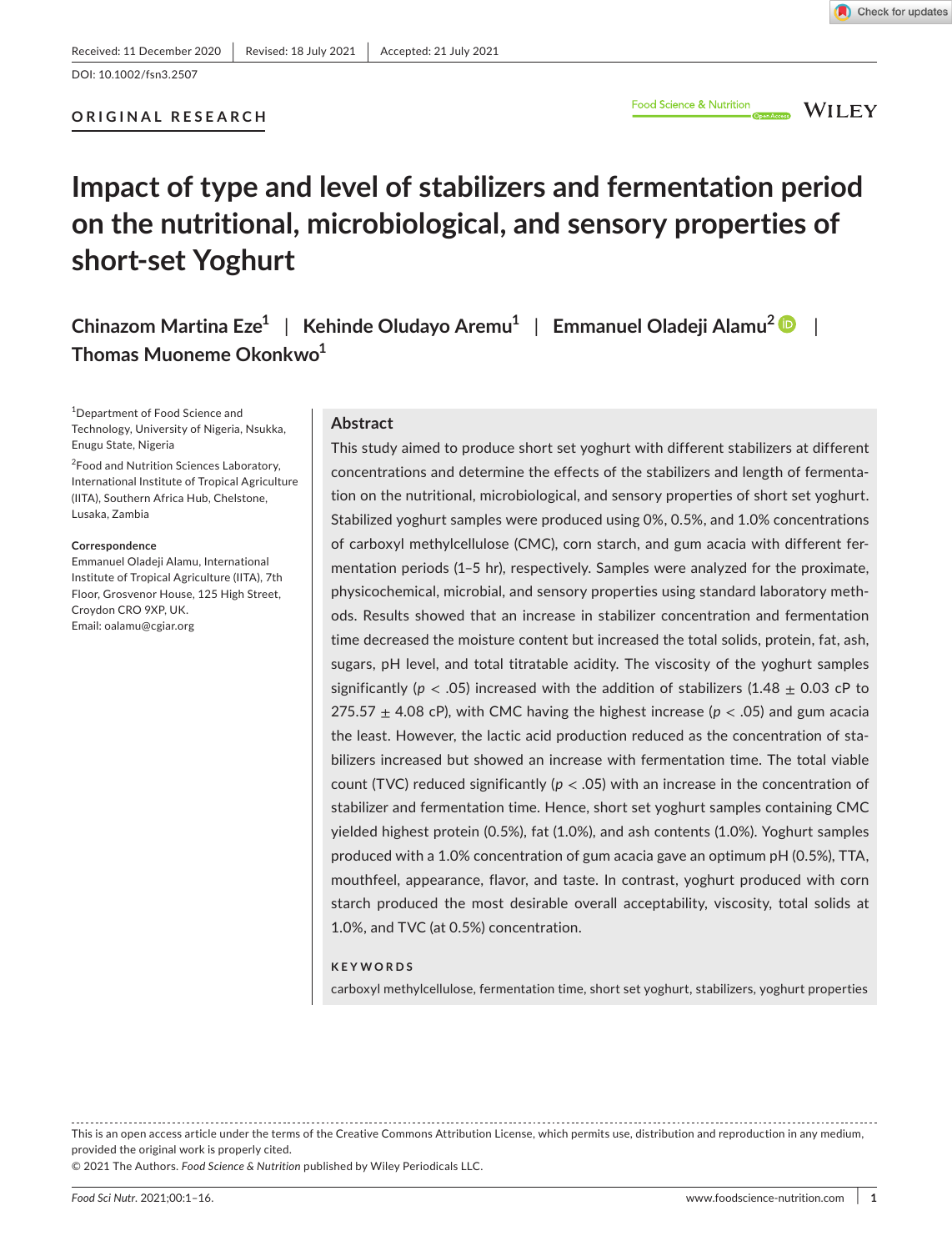Received: 11 December 2020 | Revised: 18 July 2021 | Accepted: 21 July 2021

DOI: 10.1002/fsn3.2507

**ORIGINAL RESEARCH**

# Impact of type and level of stabilizers and fermentation period on the nutritional, microbiological, and sensory properties of short-set Yoghurt

**Chinazom Martina Eze[1] | Kehinde Oludayo Aremu[1] | Emmanuel Oladeji Alamu[2] | Thomas Muoneme Okonkwo[1]**

[1]Department of Food Science and Technology, University of Nigeria, Nsukka, Enugu State, Nigeria

[2]Food and Nutrition Sciences Laboratory, International Institute of Tropical Agriculture (IITA), Southern Africa Hub, Chelstone, Lusaka, Zambia

**Correspondence**
Emmanuel Oladeji Alamu, International Institute of Tropical Agriculture (IITA), 7th Floor, Grosvenor House, 125 High Street, Croydon CRO 9XP, UK.
Email: oalamu@cgiar.org

## Abstract

This study aimed to produce short set yoghurt with different stabilizers at different concentrations and determine the effects of the stabilizers and length of fermentation on the nutritional, microbiological, and sensory properties of short set yoghurt. Stabilized yoghurt samples were produced using 0%, 0.5%, and 1.0% concentrations of carboxyl methylcellulose (CMC), corn starch, and gum acacia with different fermentation periods (1–5 hr), respectively. Samples were analyzed for the proximate, physicochemical, microbial, and sensory properties using standard laboratory methods. Results showed that an increase in stabilizer concentration and fermentation time decreased the moisture content but increased the total solids, protein, fat, ash, sugars, pH level, and total titratable acidity. The viscosity of the yoghurt samples significantly ($p < .05$) increased with the addition of stabilizers ($1.48 \pm 0.03$ cP to $275.57 \pm 4.08$ cP), with CMC having the highest increase ($p < .05$) and gum acacia the least. However, the lactic acid production reduced as the concentration of stabilizers increased but showed an increase with fermentation time. The total viable count (TVC) reduced significantly ($p < .05$) with an increase in the concentration of stabilizer and fermentation time. Hence, short set yoghurt samples containing CMC yielded highest protein (0.5%), fat (1.0%), and ash contents (1.0%). Yoghurt samples produced with a 1.0% concentration of gum acacia gave an optimum pH (0.5%), TTA, mouthfeel, appearance, flavor, and taste. In contrast, yoghurt produced with corn starch produced the most desirable overall acceptability, viscosity, total solids at 1.0%, and TVC (at 0.5%) concentration.

**KEYWORDS**

carboxyl methylcellulose, fermentation time, short set yoghurt, stabilizers, yoghurt properties

This is an open access article under the terms of the Creative Commons Attribution License, which permits use, distribution and reproduction in any medium, provided the original work is properly cited.
© 2021 The Authors. *Food Science & Nutrition* published by Wiley Periodicals LLC.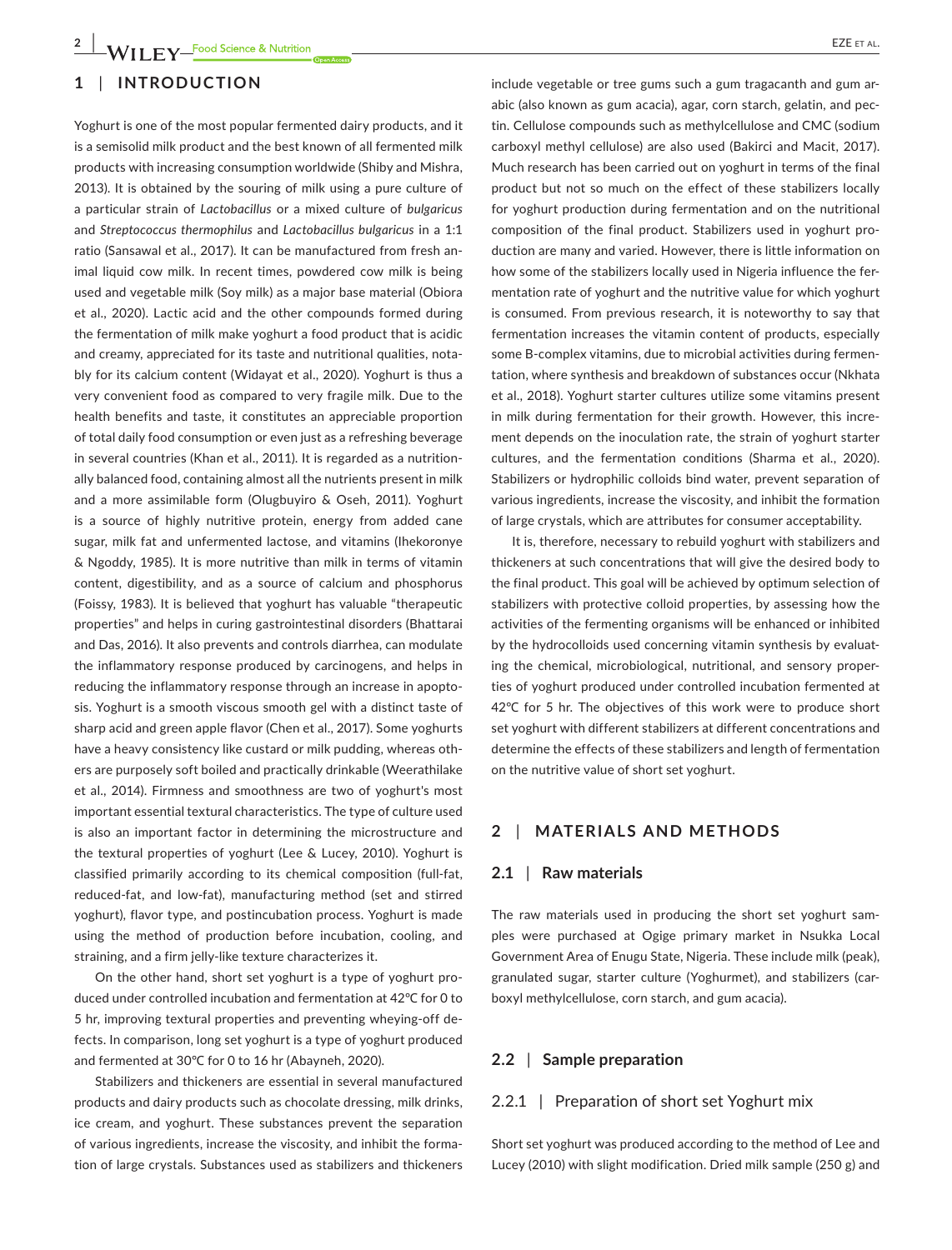## 1 | INTRODUCTION

Yoghurt is one of the most popular fermented dairy products, and it is a semisolid milk product and the best known of all fermented milk products with increasing consumption worldwide (Shiby and Mishra, 2013). It is obtained by the souring of milk using a pure culture of a particular strain of *Lactobacillus* or a mixed culture of *bulgaricus* and *Streptococcus thermophilus* and *Lactobacillus bulgaricus* in a 1:1 ratio (Sansawal et al., 2017). It can be manufactured from fresh animal liquid cow milk. In recent times, powdered cow milk is being used and vegetable milk (Soy milk) as a major base material (Obiora et al., 2020). Lactic acid and the other compounds formed during the fermentation of milk make yoghurt a food product that is acidic and creamy, appreciated for its taste and nutritional qualities, notably for its calcium content (Widayat et al., 2020). Yoghurt is thus a very convenient food as compared to very fragile milk. Due to the health benefits and taste, it constitutes an appreciable proportion of total daily food consumption or even just as a refreshing beverage in several countries (Khan et al., 2011). It is regarded as a nutritionally balanced food, containing almost all the nutrients present in milk and a more assimilable form (Olugbuyiro & Oseh, 2011). Yoghurt is a source of highly nutritive protein, energy from added cane sugar, milk fat and unfermented lactose, and vitamins (Ihekoronye & Ngoddy, 1985). It is more nutritive than milk in terms of vitamin content, digestibility, and as a source of calcium and phosphorus (Foissy, 1983). It is believed that yoghurt has valuable "therapeutic properties" and helps in curing gastrointestinal disorders (Bhattarai and Das, 2016). It also prevents and controls diarrhea, can modulate the inflammatory response produced by carcinogens, and helps in reducing the inflammatory response through an increase in apoptosis. Yoghurt is a smooth viscous smooth gel with a distinct taste of sharp acid and green apple flavor (Chen et al., 2017). Some yoghurts have a heavy consistency like custard or milk pudding, whereas others are purposely soft boiled and practically drinkable (Weerathilake et al., 2014). Firmness and smoothness are two of yoghurt's most important essential textural characteristics. The type of culture used is also an important factor in determining the microstructure and the textural properties of yoghurt (Lee & Lucey, 2010). Yoghurt is classified primarily according to its chemical composition (full-fat, reduced-fat, and low-fat), manufacturing method (set and stirred yoghurt), flavor type, and postincubation process. Yoghurt is made using the method of production before incubation, cooling, and straining, and a firm jelly-like texture characterizes it.

On the other hand, short set yoghurt is a type of yoghurt produced under controlled incubation and fermentation at 42°C for 0 to 5 hr, improving textural properties and preventing wheying-off defects. In comparison, long set yoghurt is a type of yoghurt produced and fermented at 30°C for 0 to 16 hr (Abayneh, 2020).

Stabilizers and thickeners are essential in several manufactured products and dairy products such as chocolate dressing, milk drinks, ice cream, and yoghurt. These substances prevent the separation of various ingredients, increase the viscosity, and inhibit the formation of large crystals. Substances used as stabilizers and thickeners include vegetable or tree gums such a gum tragacanth and gum arabic (also known as gum acacia), agar, corn starch, gelatin, and pectin. Cellulose compounds such as methylcellulose and CMC (sodium carboxyl methyl cellulose) are also used (Bakirci and Macit, 2017). Much research has been carried out on yoghurt in terms of the final product but not so much on the effect of these stabilizers locally for yoghurt production during fermentation and on the nutritional composition of the final product. Stabilizers used in yoghurt production are many and varied. However, there is little information on how some of the stabilizers locally used in Nigeria influence the fermentation rate of yoghurt and the nutritive value for which yoghurt is consumed. From previous research, it is noteworthy to say that fermentation increases the vitamin content of products, especially some B-complex vitamins, due to microbial activities during fermentation, where synthesis and breakdown of substances occur (Nkhata et al., 2018). Yoghurt starter cultures utilize some vitamins present in milk during fermentation for their growth. However, this increment depends on the inoculation rate, the strain of yoghurt starter cultures, and the fermentation conditions (Sharma et al., 2020). Stabilizers or hydrophilic colloids bind water, prevent separation of various ingredients, increase the viscosity, and inhibit the formation of large crystals, which are attributes for consumer acceptability.

It is, therefore, necessary to rebuild yoghurt with stabilizers and thickeners at such concentrations that will give the desired body to the final product. This goal will be achieved by optimum selection of stabilizers with protective colloid properties, by assessing how the activities of the fermenting organisms will be enhanced or inhibited by the hydrocolloids used concerning vitamin synthesis by evaluating the chemical, microbiological, nutritional, and sensory properties of yoghurt produced under controlled incubation fermented at 42°C for 5 hr. The objectives of this work were to produce short set yoghurt with different stabilizers at different concentrations and determine the effects of these stabilizers and length of fermentation on the nutritive value of short set yoghurt.

## 2 | MATERIALS AND METHODS

### 2.1 | Raw materials

The raw materials used in producing the short set yoghurt samples were purchased at Ogige primary market in Nsukka Local Government Area of Enugu State, Nigeria. These include milk (peak), granulated sugar, starter culture (Yoghurmet), and stabilizers (carboxyl methylcellulose, corn starch, and gum acacia).

### 2.2 | Sample preparation

#### 2.2.1 | Preparation of short set Yoghurt mix

Short set yoghurt was produced according to the method of Lee and Lucey (2010) with slight modification. Dried milk sample (250 g) and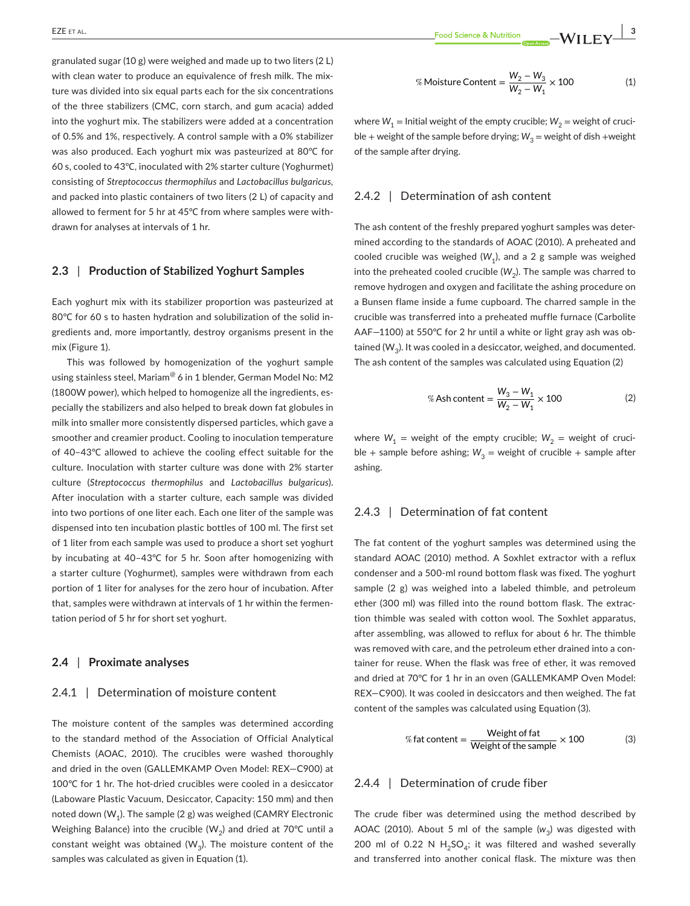granulated sugar (10 g) were weighed and made up to two liters (2 L) with clean water to produce an equivalence of fresh milk. The mixture was divided into six equal parts each for the six concentrations of the three stabilizers (CMC, corn starch, and gum acacia) added into the yoghurt mix. The stabilizers were added at a concentration of 0.5% and 1%, respectively. A control sample with a 0% stabilizer was also produced. Each yoghurt mix was pasteurized at 80℃ for 60 s, cooled to 43℃, inoculated with 2% starter culture (Yoghurmet) consisting of *Streptococcus thermophilus* and *Lactobacillus bulgaricus*, and packed into plastic containers of two liters (2 L) of capacity and allowed to ferment for 5 hr at 45℃ from where samples were withdrawn for analyses at intervals of 1 hr.

## 2.3 | Production of Stabilized Yoghurt Samples

Each yoghurt mix with its stabilizer proportion was pasteurized at 80℃ for 60 s to hasten hydration and solubilization of the solid ingredients and, more importantly, destroy organisms present in the mix (Figure 1).

This was followed by homogenization of the yoghurt sample using stainless steel, Mariam® 6 in 1 blender, German Model No: M2 (1800W power), which helped to homogenize all the ingredients, especially the stabilizers and also helped to break down fat globules in milk into smaller more consistently dispersed particles, which gave a smoother and creamier product. Cooling to inoculation temperature of 40–43℃ allowed to achieve the cooling effect suitable for the culture. Inoculation with starter culture was done with 2% starter culture (*Streptococcus thermophilus* and *Lactobacillus bulgaricus*). After inoculation with a starter culture, each sample was divided into two portions of one liter each. Each one liter of the sample was dispensed into ten incubation plastic bottles of 100 ml. The first set of 1 liter from each sample was used to produce a short set yoghurt by incubating at 40–43℃ for 5 hr. Soon after homogenizing with a starter culture (Yoghurmet), samples were withdrawn from each portion of 1 liter for analyses for the zero hour of incubation. After that, samples were withdrawn at intervals of 1 hr within the fermentation period of 5 hr for short set yoghurt.

## 2.4 | Proximate analyses

### 2.4.1 | Determination of moisture content

The moisture content of the samples was determined according to the standard method of the Association of Official Analytical Chemists (AOAC, 2010). The crucibles were washed thoroughly and dried in the oven (GALLEMKAMP Oven Model: REX—C900) at 100℃ for 1 hr. The hot-dried crucibles were cooled in a desiccator (Laboware Plastic Vacuum, Desiccator, Capacity: 150 mm) and then noted down ($W_1$). The sample (2 g) was weighed (CAMRY Electronic Weighing Balance) into the crucible ($W_2$) and dried at 70℃ until a constant weight was obtained ($W_3$). The moisture content of the samples was calculated as given in Equation (1).

$$\%\,\text{Moisture Content} = \frac{W_2 - W_3}{W_2 - W_1} \times 100 \quad (1)$$

where $W_1$ = Initial weight of the empty crucible; $W_2$ = weight of crucible + weight of the sample before drying; $W_3$ = weight of dish + weight of the sample after drying.

### 2.4.2 | Determination of ash content

The ash content of the freshly prepared yoghurt samples was determined according to the standards of AOAC (2010). A preheated and cooled crucible was weighed ($W_1$), and a 2 g sample was weighed into the preheated cooled crucible ($W_2$). The sample was charred to remove hydrogen and oxygen and facilitate the ashing procedure on a Bunsen flame inside a fume cupboard. The charred sample in the crucible was transferred into a preheated muffle furnace (Carbolite AAF—1100) at 550℃ for 2 hr until a white or light gray ash was obtained ($W_3$). It was cooled in a desiccator, weighed, and documented. The ash content of the samples was calculated using Equation (2)

$$\%\,\text{Ash content} = \frac{W_3 - W_1}{W_2 - W_1} \times 100 \quad (2)$$

where $W_1$ = weight of the empty crucible; $W_2$ = weight of crucible + sample before ashing; $W_3$ = weight of crucible + sample after ashing.

### 2.4.3 | Determination of fat content

The fat content of the yoghurt samples was determined using the standard AOAC (2010) method. A Soxhlet extractor with a reflux condenser and a 500-ml round bottom flask was fixed. The yoghurt sample (2 g) was weighed into a labeled thimble, and petroleum ether (300 ml) was filled into the round bottom flask. The extraction thimble was sealed with cotton wool. The Soxhlet apparatus, after assembling, was allowed to reflux for about 6 hr. The thimble was removed with care, and the petroleum ether drained into a container for reuse. When the flask was free of ether, it was removed and dried at 70℃ for 1 hr in an oven (GALLEMKAMP Oven Model: REX—C900). It was cooled in desiccators and then weighed. The fat content of the samples was calculated using Equation (3).

$$\%\,\text{fat content} = \frac{\text{Weight of fat}}{\text{Weight of the sample}} \times 100 \quad (3)$$

### 2.4.4 | Determination of crude fiber

The crude fiber was determined using the method described by AOAC (2010). About 5 ml of the sample ($w_3$) was digested with 200 ml of 0.22 N $H_2SO_4$; it was filtered and washed severally and transferred into another conical flask. The mixture was then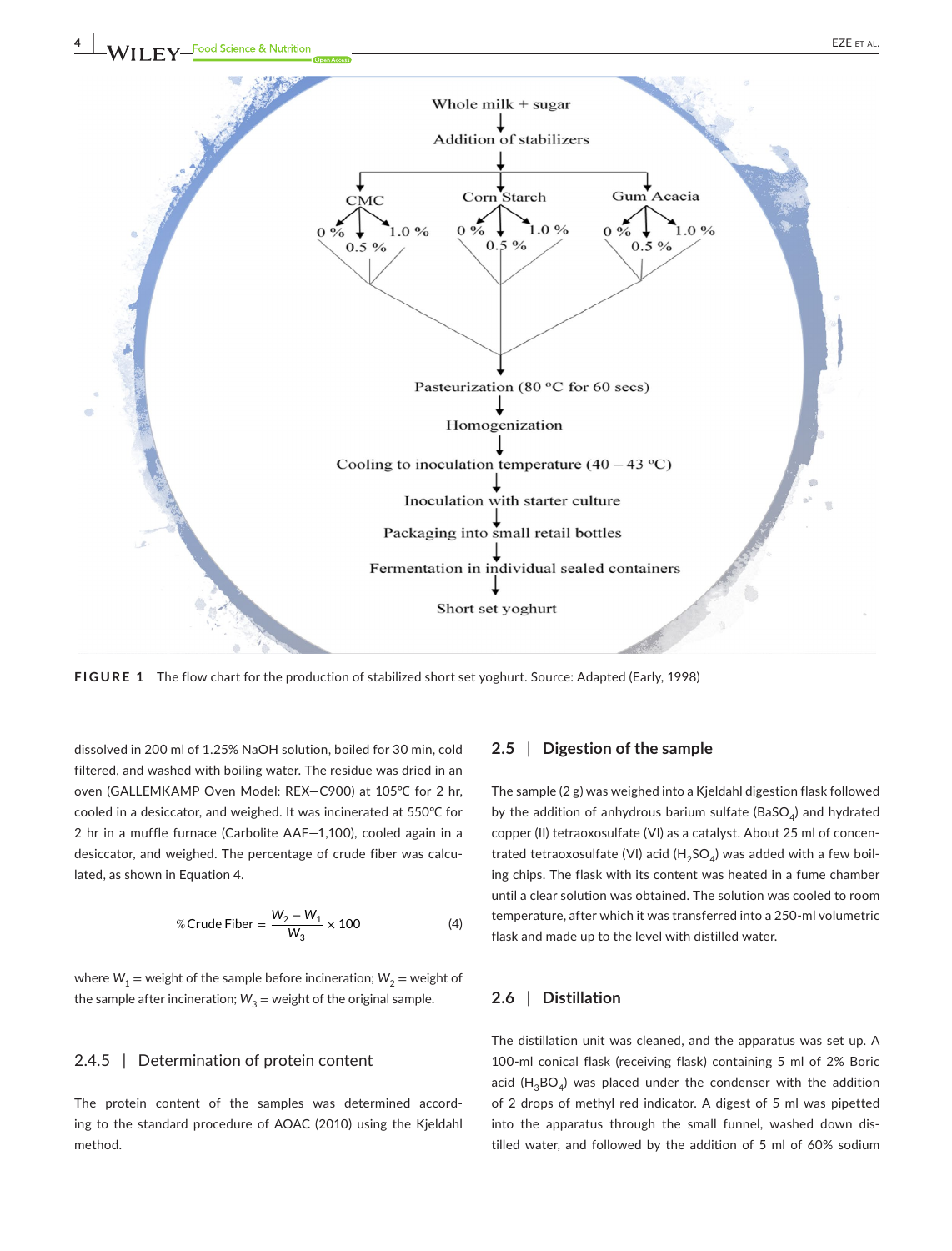Whole milk + sugar

Addition of stabilizers

CMC: 0 %, 0.5 %, 1.0 %

Corn Starch: 0 %, 0.5 %, 1.0 %

Gum Acacia: 0 %, 0.5 %, 1.0 %

Pasteurization (80 °C for 60 secs)

Homogenization

Cooling to inoculation temperature (40 – 43 °C)

Inoculation with starter culture

Packaging into small retail bottles

Fermentation in individual sealed containers

Short set yoghurt

**FIGURE 1** The flow chart for the production of stabilized short set yoghurt. Source: Adapted (Early, 1998)

dissolved in 200 ml of 1.25% NaOH solution, boiled for 30 min, cold filtered, and washed with boiling water. The residue was dried in an oven (GALLEMKAMP Oven Model: REX—C900) at 105℃ for 2 hr, cooled in a desiccator, and weighed. It was incinerated at 550℃ for 2 hr in a muffle furnace (Carbolite AAF—1,100), cooled again in a desiccator, and weighed. The percentage of crude fiber was calculated, as shown in Equation 4.

$$\%\,\text{Crude Fiber} = \frac{W_2 - W_1}{W_3} \times 100 \quad (4)$$

where $W_1$ = weight of the sample before incineration; $W_2$ = weight of the sample after incineration; $W_3$ = weight of the original sample.

#### 2.4.5 | Determination of protein content

The protein content of the samples was determined according to the standard procedure of AOAC (2010) using the Kjeldahl method.

### 2.5 | Digestion of the sample

The sample (2 g) was weighed into a Kjeldahl digestion flask followed by the addition of anhydrous barium sulfate ($BaSO_4$) and hydrated copper (II) tetraoxosulfate (VI) as a catalyst. About 25 ml of concentrated tetraoxosulfate (VI) acid ($H_2SO_4$) was added with a few boiling chips. The flask with its content was heated in a fume chamber until a clear solution was obtained. The solution was cooled to room temperature, after which it was transferred into a 250-ml volumetric flask and made up to the level with distilled water.

### 2.6 | Distillation

The distillation unit was cleaned, and the apparatus was set up. A 100-ml conical flask (receiving flask) containing 5 ml of 2% Boric acid ($H_3BO_4$) was placed under the condenser with the addition of 2 drops of methyl red indicator. A digest of 5 ml was pipetted into the apparatus through the small funnel, washed down distilled water, and followed by the addition of 5 ml of 60% sodium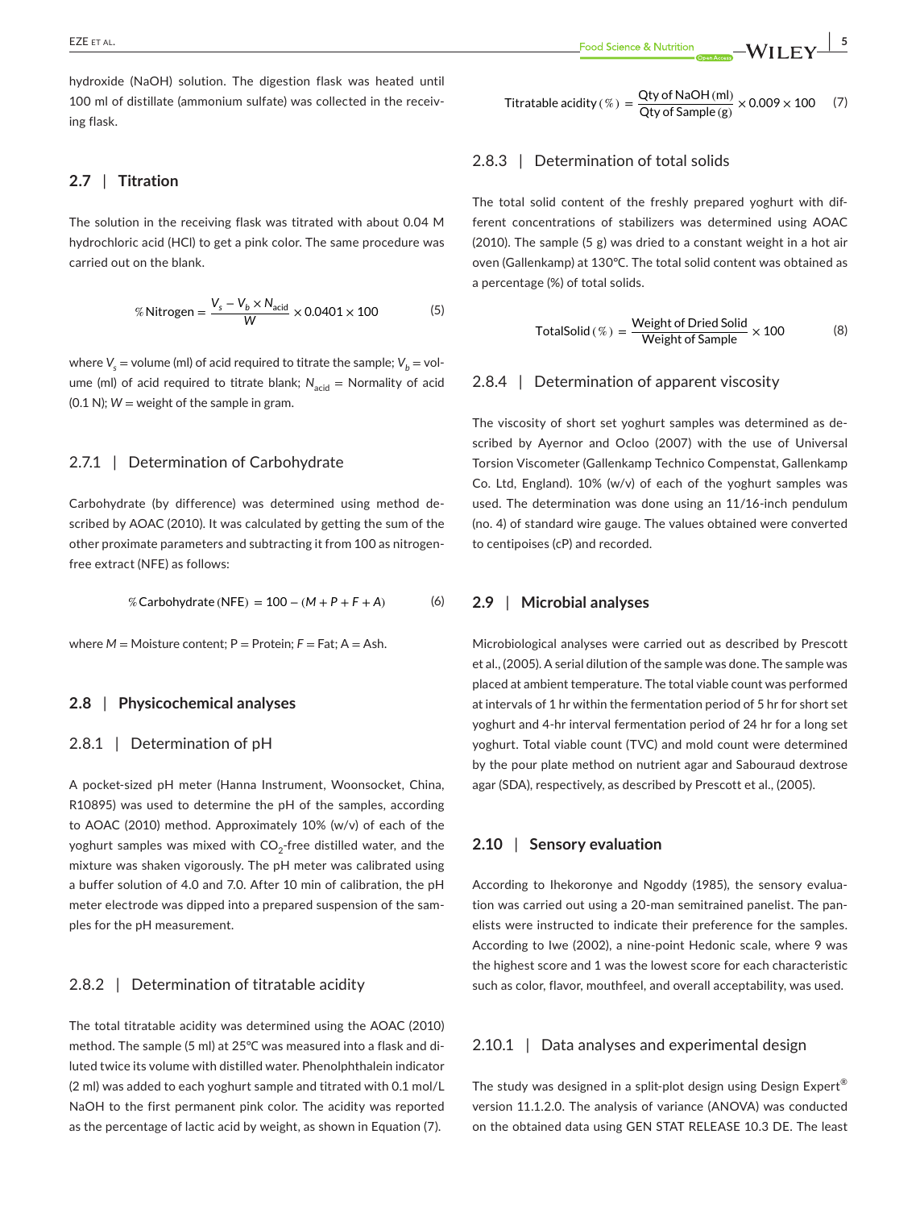hydroxide (NaOH) solution. The digestion flask was heated until 100 ml of distillate (ammonium sulfate) was collected in the receiving flask.

## 2.7 | Titration

The solution in the receiving flask was titrated with about 0.04 M hydrochloric acid (HCl) to get a pink color. The same procedure was carried out on the blank.

$$\%\,\text{Nitrogen} = \frac{V_s - V_b \times N_{\text{acid}}}{W} \times 0.0401 \times 100 \quad (5)$$

where $V_s$ = volume (ml) of acid required to titrate the sample; $V_b$ = volume (ml) of acid required to titrate blank; $N_{\text{acid}}$ = Normality of acid (0.1 N); $W$ = weight of the sample in gram.

### 2.7.1 | Determination of Carbohydrate

Carbohydrate (by difference) was determined using method described by AOAC (2010). It was calculated by getting the sum of the other proximate parameters and subtracting it from 100 as nitrogen-free extract (NFE) as follows:

$$\%\,\text{Carbohydrate (NFE)} = 100 - (M + P + F + A) \quad (6)$$

where $M$ = Moisture content; P = Protein; $F$ = Fat; A = Ash.

## 2.8 | Physicochemical analyses

### 2.8.1 | Determination of pH

A pocket-sized pH meter (Hanna Instrument, Woonsocket, China, R10895) was used to determine the pH of the samples, according to AOAC (2010) method. Approximately 10% (w/v) of each of the yoghurt samples was mixed with $CO_2$-free distilled water, and the mixture was shaken vigorously. The pH meter was calibrated using a buffer solution of 4.0 and 7.0. After 10 min of calibration, the pH meter electrode was dipped into a prepared suspension of the samples for the pH measurement.

### 2.8.2 | Determination of titratable acidity

The total titratable acidity was determined using the AOAC (2010) method. The sample (5 ml) at 25°C was measured into a flask and diluted twice its volume with distilled water. Phenolphthalein indicator (2 ml) was added to each yoghurt sample and titrated with 0.1 mol/L NaOH to the first permanent pink color. The acidity was reported as the percentage of lactic acid by weight, as shown in Equation (7).

$$\text{Titratable acidity}\,(\%) = \frac{\text{Qty of NaOH (ml)}}{\text{Qty of Sample (g)}} \times 0.009 \times 100 \quad (7)$$

### 2.8.3 | Determination of total solids

The total solid content of the freshly prepared yoghurt with different concentrations of stabilizers was determined using AOAC (2010). The sample (5 g) was dried to a constant weight in a hot air oven (Gallenkamp) at 130°C. The total solid content was obtained as a percentage (%) of total solids.

$$\text{TotalSolid}\,(\%) = \frac{\text{Weight of Dried Solid}}{\text{Weight of Sample}} \times 100 \quad (8)$$

### 2.8.4 | Determination of apparent viscosity

The viscosity of short set yoghurt samples was determined as described by Ayernor and Ocloo (2007) with the use of Universal Torsion Viscometer (Gallenkamp Technico Compenstat, Gallenkamp Co. Ltd, England). 10% (w/v) of each of the yoghurt samples was used. The determination was done using an 11/16-inch pendulum (no. 4) of standard wire gauge. The values obtained were converted to centipoises (cP) and recorded.

## 2.9 | Microbial analyses

Microbiological analyses were carried out as described by Prescott et al., (2005). A serial dilution of the sample was done. The sample was placed at ambient temperature. The total viable count was performed at intervals of 1 hr within the fermentation period of 5 hr for short set yoghurt and 4-hr interval fermentation period of 24 hr for a long set yoghurt. Total viable count (TVC) and mold count were determined by the pour plate method on nutrient agar and Sabouraud dextrose agar (SDA), respectively, as described by Prescott et al., (2005).

## 2.10 | Sensory evaluation

According to Ihekoronye and Ngoddy (1985), the sensory evaluation was carried out using a 20-man semitrained panelist. The panelists were instructed to indicate their preference for the samples. According to Iwe (2002), a nine-point Hedonic scale, where 9 was the highest score and 1 was the lowest score for each characteristic such as color, flavor, mouthfeel, and overall acceptability, was used.

### 2.10.1 | Data analyses and experimental design

The study was designed in a split-plot design using Design Expert® version 11.1.2.0. The analysis of variance (ANOVA) was conducted on the obtained data using GEN STAT RELEASE 10.3 DE. The least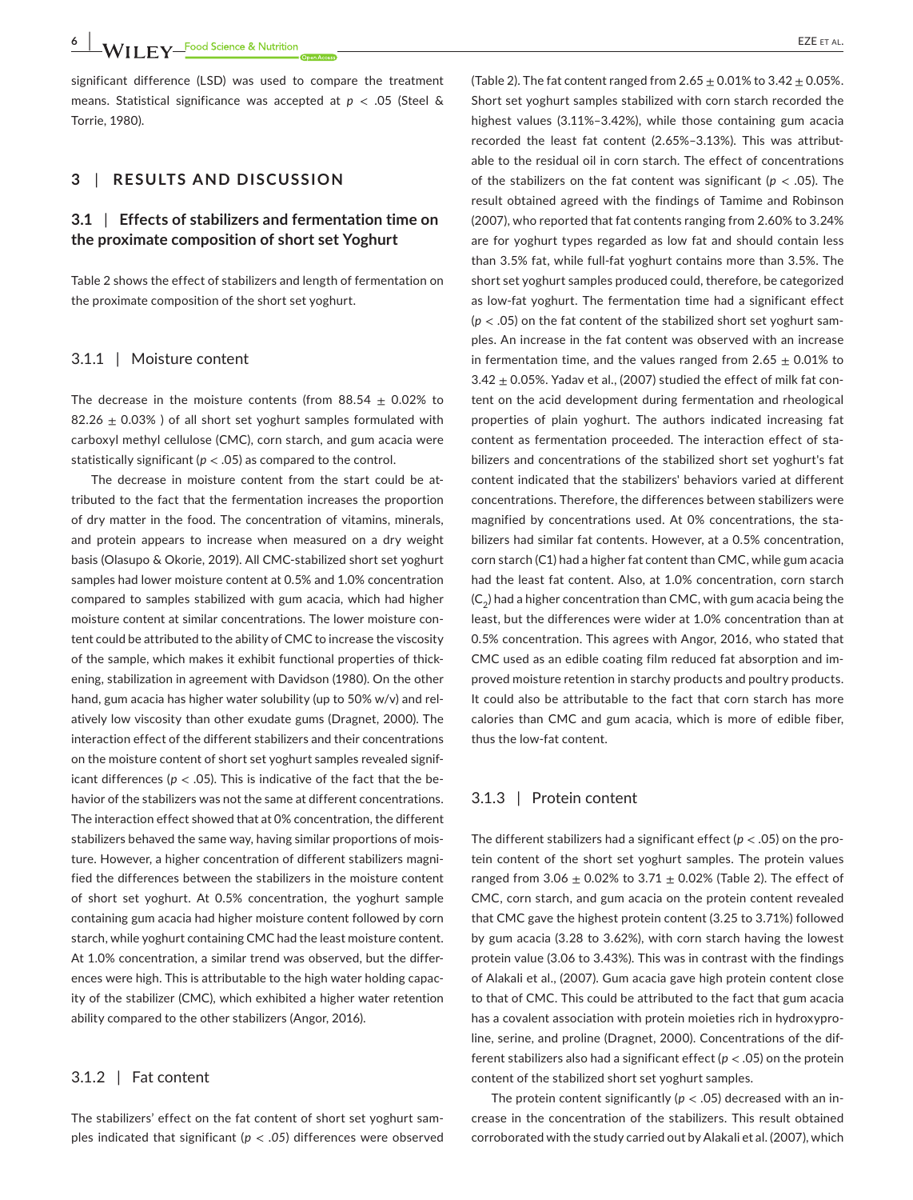significant difference (LSD) was used to compare the treatment means. Statistical significance was accepted at $p < .05$ (Steel & Torrie, 1980).

## 3 | RESULTS AND DISCUSSION

### 3.1 | Effects of stabilizers and fermentation time on the proximate composition of short set Yoghurt

Table 2 shows the effect of stabilizers and length of fermentation on the proximate composition of the short set yoghurt.

#### 3.1.1 | Moisture content

The decrease in the moisture contents (from 88.54 ± 0.02% to 82.26 ± 0.03% ) of all short set yoghurt samples formulated with carboxyl methyl cellulose (CMC), corn starch, and gum acacia were statistically significant ($p < .05$) as compared to the control.

The decrease in moisture content from the start could be attributed to the fact that the fermentation increases the proportion of dry matter in the food. The concentration of vitamins, minerals, and protein appears to increase when measured on a dry weight basis (Olasupo & Okorie, 2019). All CMC-stabilized short set yoghurt samples had lower moisture content at 0.5% and 1.0% concentration compared to samples stabilized with gum acacia, which had higher moisture content at similar concentrations. The lower moisture content could be attributed to the ability of CMC to increase the viscosity of the sample, which makes it exhibit functional properties of thickening, stabilization in agreement with Davidson (1980). On the other hand, gum acacia has higher water solubility (up to 50% w/v) and relatively low viscosity than other exudate gums (Dragnet, 2000). The interaction effect of the different stabilizers and their concentrations on the moisture content of short set yoghurt samples revealed significant differences ($p < .05$). This is indicative of the fact that the behavior of the stabilizers was not the same at different concentrations. The interaction effect showed that at 0% concentration, the different stabilizers behaved the same way, having similar proportions of moisture. However, a higher concentration of different stabilizers magnified the differences between the stabilizers in the moisture content of short set yoghurt. At 0.5% concentration, the yoghurt sample containing gum acacia had higher moisture content followed by corn starch, while yoghurt containing CMC had the least moisture content. At 1.0% concentration, a similar trend was observed, but the differences were high. This is attributable to the high water holding capacity of the stabilizer (CMC), which exhibited a higher water retention ability compared to the other stabilizers (Angor, 2016).

#### 3.1.2 | Fat content

The stabilizers' effect on the fat content of short set yoghurt samples indicated that significant ($p < .05$) differences were observed (Table 2). The fat content ranged from 2.65 ± 0.01% to 3.42 ± 0.05%. Short set yoghurt samples stabilized with corn starch recorded the highest values (3.11%–3.42%), while those containing gum acacia recorded the least fat content (2.65%–3.13%). This was attributable to the residual oil in corn starch. The effect of concentrations of the stabilizers on the fat content was significant ($p < .05$). The result obtained agreed with the findings of Tamime and Robinson (2007), who reported that fat contents ranging from 2.60% to 3.24% are for yoghurt types regarded as low fat and should contain less than 3.5% fat, while full-fat yoghurt contains more than 3.5%. The short set yoghurt samples produced could, therefore, be categorized as low-fat yoghurt. The fermentation time had a significant effect ($p < .05$) on the fat content of the stabilized short set yoghurt samples. An increase in the fat content was observed with an increase in fermentation time, and the values ranged from 2.65 ± 0.01% to 3.42 ± 0.05%. Yadav et al., (2007) studied the effect of milk fat content on the acid development during fermentation and rheological properties of plain yoghurt. The authors indicated increasing fat content as fermentation proceeded. The interaction effect of stabilizers and concentrations of the stabilized short set yoghurt's fat content indicated that the stabilizers' behaviors varied at different concentrations. Therefore, the differences between stabilizers were magnified by concentrations used. At 0% concentrations, the stabilizers had similar fat contents. However, at a 0.5% concentration, corn starch (C1) had a higher fat content than CMC, while gum acacia had the least fat content. Also, at 1.0% concentration, corn starch ($C_2$) had a higher concentration than CMC, with gum acacia being the least, but the differences were wider at 1.0% concentration than at 0.5% concentration. This agrees with Angor, 2016, who stated that CMC used as an edible coating film reduced fat absorption and improved moisture retention in starchy products and poultry products. It could also be attributable to the fact that corn starch has more calories than CMC and gum acacia, which is more of edible fiber, thus the low-fat content.

#### 3.1.3 | Protein content

The different stabilizers had a significant effect ($p < .05$) on the protein content of the short set yoghurt samples. The protein values ranged from 3.06 ± 0.02% to 3.71 ± 0.02% (Table 2). The effect of CMC, corn starch, and gum acacia on the protein content revealed that CMC gave the highest protein content (3.25 to 3.71%) followed by gum acacia (3.28 to 3.62%), with corn starch having the lowest protein value (3.06 to 3.43%). This was in contrast with the findings of Alakali et al., (2007). Gum acacia gave high protein content close to that of CMC. This could be attributed to the fact that gum acacia has a covalent association with protein moieties rich in hydroxyproline, serine, and proline (Dragnet, 2000). Concentrations of the different stabilizers also had a significant effect ($p < .05$) on the protein content of the stabilized short set yoghurt samples.

The protein content significantly ($p < .05$) decreased with an increase in the concentration of the stabilizers. This result obtained corroborated with the study carried out by Alakali et al. (2007), which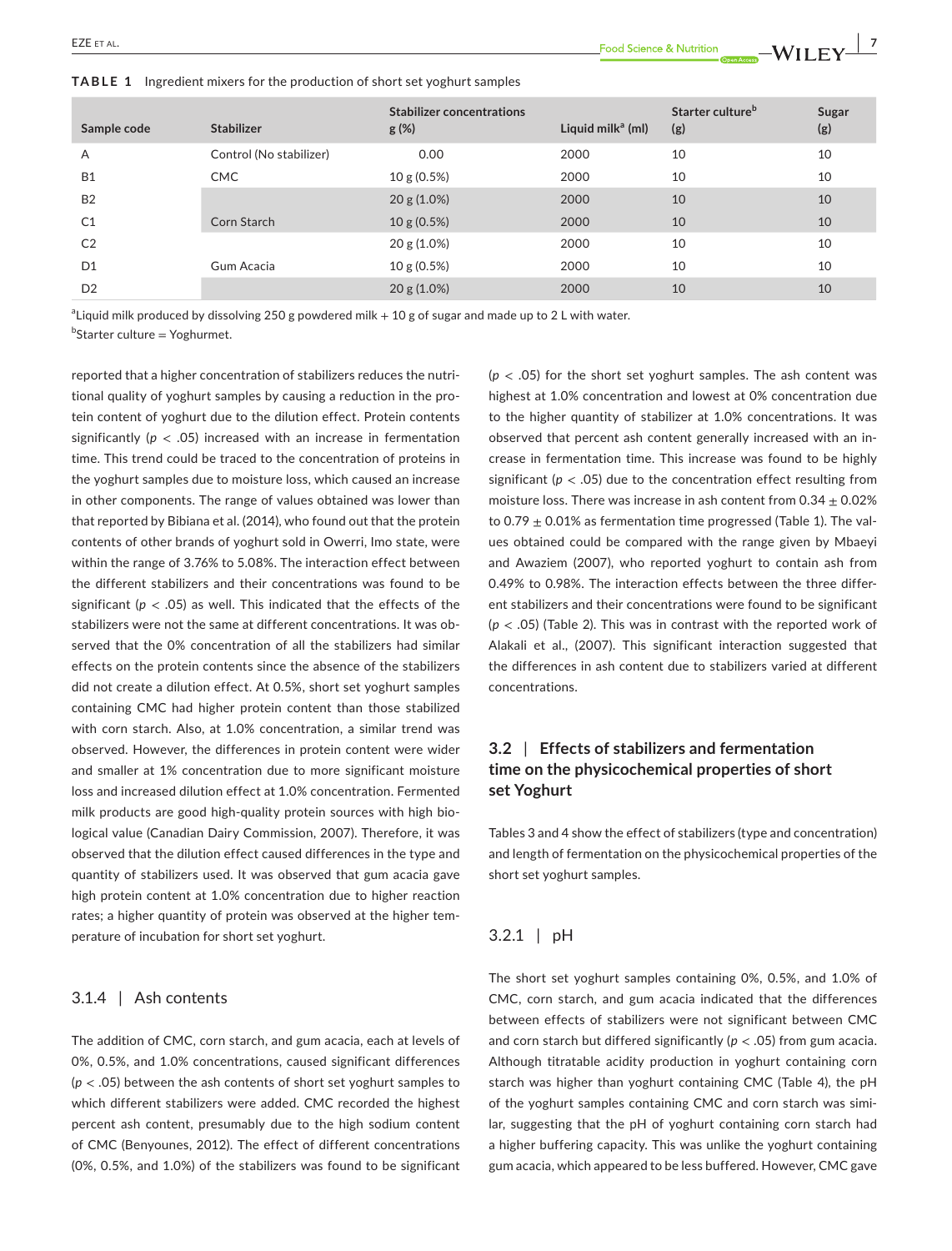**TABLE 1** Ingredient mixers for the production of short set yoghurt samples

| Sample code | Stabilizer | Stabilizer concentrations g (%) | Liquid milk[a] (ml) | Starter culture[b] (g) | Sugar (g) |
|---|---|---|---|---|---|
| A | Control (No stabilizer) | 0.00 | 2000 | 10 | 10 |
| B1 | CMC | 10 g (0.5%) | 2000 | 10 | 10 |
| B2 | | 20 g (1.0%) | 2000 | 10 | 10 |
| C1 | Corn Starch | 10 g (0.5%) | 2000 | 10 | 10 |
| C2 | | 20 g (1.0%) | 2000 | 10 | 10 |
| D1 | Gum Acacia | 10 g (0.5%) | 2000 | 10 | 10 |
| D2 | | 20 g (1.0%) | 2000 | 10 | 10 |

[a]Liquid milk produced by dissolving 250 g powdered milk + 10 g of sugar and made up to 2 L with water.
[b]Starter culture = Yoghurmet.

reported that a higher concentration of stabilizers reduces the nutritional quality of yoghurt samples by causing a reduction in the protein content of yoghurt due to the dilution effect. Protein contents significantly ($p < .05$) increased with an increase in fermentation time. This trend could be traced to the concentration of proteins in the yoghurt samples due to moisture loss, which caused an increase in other components. The range of values obtained was lower than that reported by Bibiana et al. (2014), who found out that the protein contents of other brands of yoghurt sold in Owerri, Imo state, were within the range of 3.76% to 5.08%. The interaction effect between the different stabilizers and their concentrations was found to be significant ($p < .05$) as well. This indicated that the effects of the stabilizers were not the same at different concentrations. It was observed that the 0% concentration of all the stabilizers had similar effects on the protein contents since the absence of the stabilizers did not create a dilution effect. At 0.5%, short set yoghurt samples containing CMC had higher protein content than those stabilized with corn starch. Also, at 1.0% concentration, a similar trend was observed. However, the differences in protein content were wider and smaller at 1% concentration due to more significant moisture loss and increased dilution effect at 1.0% concentration. Fermented milk products are good high-quality protein sources with high biological value (Canadian Dairy Commission, 2007). Therefore, it was observed that the dilution effect caused differences in the type and quantity of stabilizers used. It was observed that gum acacia gave high protein content at 1.0% concentration due to higher reaction rates; a higher quantity of protein was observed at the higher temperature of incubation for short set yoghurt.

#### 3.1.4 | Ash contents

The addition of CMC, corn starch, and gum acacia, each at levels of 0%, 0.5%, and 1.0% concentrations, caused significant differences ($p < .05$) between the ash contents of short set yoghurt samples to which different stabilizers were added. CMC recorded the highest percent ash content, presumably due to the high sodium content of CMC (Benyounes, 2012). The effect of different concentrations (0%, 0.5%, and 1.0%) of the stabilizers was found to be significant ($p < .05$) for the short set yoghurt samples. The ash content was highest at 1.0% concentration and lowest at 0% concentration due to the higher quantity of stabilizer at 1.0% concentrations. It was observed that percent ash content generally increased with an increase in fermentation time. This increase was found to be highly significant ($p < .05$) due to the concentration effect resulting from moisture loss. There was increase in ash content from 0.34 ± 0.02% to 0.79 ± 0.01% as fermentation time progressed (Table 1). The values obtained could be compared with the range given by Mbaeyi and Awaziem (2007), who reported yoghurt to contain ash from 0.49% to 0.98%. The interaction effects between the three different stabilizers and their concentrations were found to be significant ($p < .05$) (Table 2). This was in contrast with the reported work of Alakali et al., (2007). This significant interaction suggested that the differences in ash content due to stabilizers varied at different concentrations.

### 3.2 | Effects of stabilizers and fermentation time on the physicochemical properties of short set Yoghurt

Tables 3 and 4 show the effect of stabilizers (type and concentration) and length of fermentation on the physicochemical properties of the short set yoghurt samples.

#### 3.2.1 | pH

The short set yoghurt samples containing 0%, 0.5%, and 1.0% of CMC, corn starch, and gum acacia indicated that the differences between effects of stabilizers were not significant between CMC and corn starch but differed significantly ($p < .05$) from gum acacia. Although titratable acidity production in yoghurt containing corn starch was higher than yoghurt containing CMC (Table 4), the pH of the yoghurt samples containing CMC and corn starch was similar, suggesting that the pH of yoghurt containing corn starch had a higher buffering capacity. This was unlike the yoghurt containing gum acacia, which appeared to be less buffered. However, CMC gave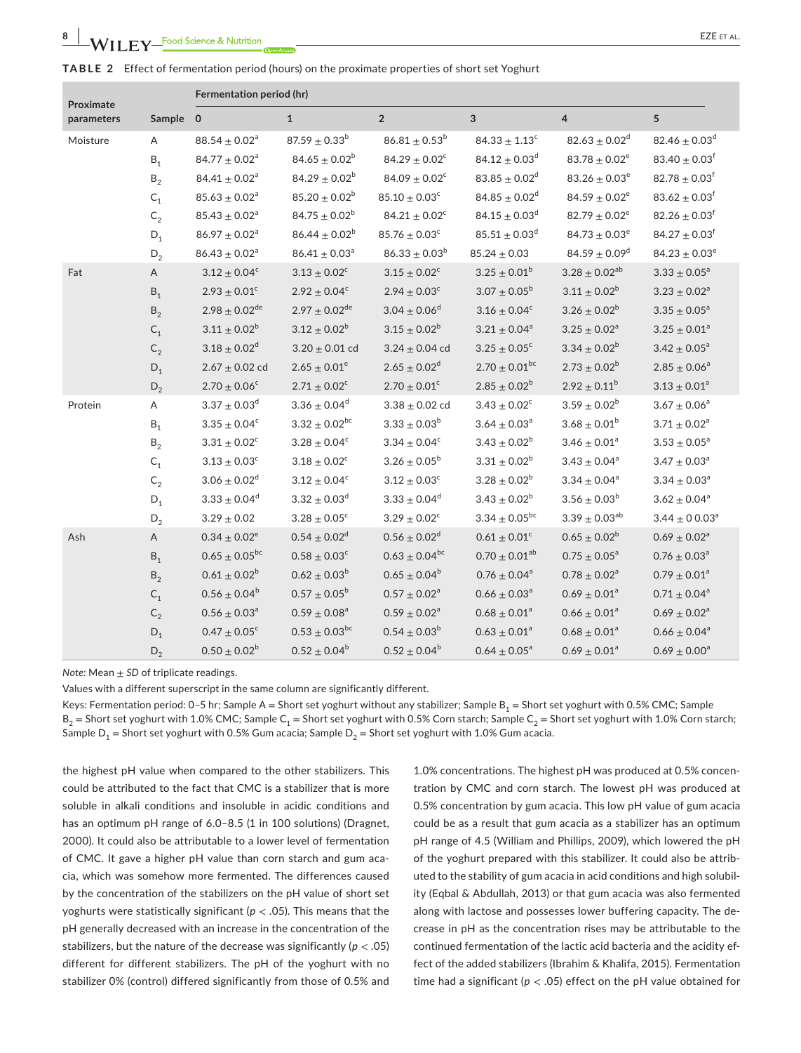**TABLE 2** Effect of fermentation period (hours) on the proximate properties of short set Yoghurt

| Proximate parameters | Sample | Fermentation period (hr) | | | | | |
|---|---|---|---|---|---|---|---|
| | | 0 | 1 | 2 | 3 | 4 | 5 |
| Moisture | A | 88.54 ± 0.02$^{a}$ | 87.59 ± 0.33$^{b}$ | 86.81 ± 0.53$^{b}$ | 84.33 ± 1.13$^{c}$ | 82.63 ± 0.02$^{d}$ | 82.46 ± 0.03$^{d}$ |
| | $B_1$ | 84.77 ± 0.02$^{a}$ | 84.65 ± 0.02$^{b}$ | 84.29 ± 0.02$^{c}$ | 84.12 ± 0.03$^{d}$ | 83.78 ± 0.02$^{e}$ | 83.40 ± 0.03$^{f}$ |
| | $B_2$ | 84.41 ± 0.02$^{a}$ | 84.29 ± 0.02$^{b}$ | 84.09 ± 0.02$^{c}$ | 83.85 ± 0.02$^{d}$ | 83.26 ± 0.03$^{e}$ | 82.78 ± 0.03$^{f}$ |
| | $C_1$ | 85.63 ± 0.02$^{a}$ | 85.20 ± 0.02$^{b}$ | 85.10 ± 0.03$^{c}$ | 84.85 ± 0.02$^{d}$ | 84.59 ± 0.02$^{e}$ | 83.62 ± 0.03$^{f}$ |
| | $C_2$ | 85.43 ± 0.02$^{a}$ | 84.75 ± 0.02$^{b}$ | 84.21 ± 0.02$^{c}$ | 84.15 ± 0.03$^{d}$ | 82.79 ± 0.02$^{e}$ | 82.26 ± 0.03$^{f}$ |
| | $D_1$ | 86.97 ± 0.02$^{a}$ | 86.44 ± 0.02$^{b}$ | 85.76 ± 0.03$^{c}$ | 85.51 ± 0.03$^{d}$ | 84.73 ± 0.03$^{e}$ | 84.27 ± 0.03$^{f}$ |
| | $D_2$ | 86.43 ± 0.02$^{a}$ | 86.41 ± 0.03$^{a}$ | 86.33 ± 0.03$^{b}$ | 85.24 ± 0.03 | 84.59 ± 0.09$^{d}$ | 84.23 ± 0.03$^{e}$ |
| Fat | A | 3.12 ± 0.04$^{c}$ | 3.13 ± 0.02$^{c}$ | 3.15 ± 0.02$^{c}$ | 3.25 ± 0.01$^{b}$ | 3.28 ± 0.02$^{ab}$ | 3.33 ± 0.05$^{a}$ |
| | $B_1$ | 2.93 ± 0.01$^{c}$ | 2.92 ± 0.04$^{c}$ | 2.94 ± 0.03$^{c}$ | 3.07 ± 0.05$^{b}$ | 3.11 ± 0.02$^{b}$ | 3.23 ± 0.02$^{a}$ |
| | $B_2$ | 2.98 ± 0.02$^{de}$ | 2.97 ± 0.02$^{de}$ | 3.04 ± 0.06$^{d}$ | 3.16 ± 0.04$^{c}$ | 3.26 ± 0.02$^{b}$ | 3.35 ± 0.05$^{a}$ |
| | $C_1$ | 3.11 ± 0.02$^{b}$ | 3.12 ± 0.02$^{b}$ | 3.15 ± 0.02$^{b}$ | 3.21 ± 0.04$^{a}$ | 3.25 ± 0.02$^{a}$ | 3.25 ± 0.01$^{a}$ |
| | $C_2$ | 3.18 ± 0.02$^{d}$ | 3.20 ± 0.01 cd | 3.24 ± 0.04 cd | 3.25 ± 0.05$^{c}$ | 3.34 ± 0.02$^{b}$ | 3.42 ± 0.05$^{a}$ |
| | $D_1$ | 2.67 ± 0.02 cd | 2.65 ± 0.01$^{e}$ | 2.65 ± 0.02$^{d}$ | 2.70 ± 0.01$^{bc}$ | 2.73 ± 0.02$^{b}$ | 2.85 ± 0.06$^{a}$ |
| | $D_2$ | 2.70 ± 0.06$^{c}$ | 2.71 ± 0.02$^{c}$ | 2.70 ± 0.01$^{c}$ | 2.85 ± 0.02$^{b}$ | 2.92 ± 0.11$^{b}$ | 3.13 ± 0.01$^{a}$ |
| Protein | A | 3.37 ± 0.03$^{d}$ | 3.36 ± 0.04$^{d}$ | 3.38 ± 0.02 cd | 3.43 ± 0.02$^{c}$ | 3.59 ± 0.02$^{b}$ | 3.67 ± 0.06$^{a}$ |
| | $B_1$ | 3.35 ± 0.04$^{c}$ | 3.32 ± 0.02$^{bc}$ | 3.33 ± 0.03$^{b}$ | 3.64 ± 0.03$^{a}$ | 3.68 ± 0.01$^{b}$ | 3.71 ± 0.02$^{a}$ |
| | $B_2$ | 3.31 ± 0.02$^{c}$ | 3.28 ± 0.04$^{c}$ | 3.34 ± 0.04$^{c}$ | 3.43 ± 0.02$^{b}$ | 3.46 ± 0.01$^{a}$ | 3.53 ± 0.05$^{a}$ |
| | $C_1$ | 3.13 ± 0.03$^{c}$ | 3.18 ± 0.02$^{c}$ | 3.26 ± 0.05$^{b}$ | 3.31 ± 0.02$^{b}$ | 3.43 ± 0.04$^{a}$ | 3.47 ± 0.03$^{a}$ |
| | $C_2$ | 3.06 ± 0.02$^{d}$ | 3.12 ± 0.04$^{c}$ | 3.12 ± 0.03$^{c}$ | 3.28 ± 0.02$^{b}$ | 3.34 ± 0.04$^{a}$ | 3.34 ± 0.03$^{a}$ |
| | $D_1$ | 3.33 ± 0.04$^{d}$ | 3.32 ± 0.03$^{d}$ | 3.33 ± 0.04$^{d}$ | 3.43 ± 0.02$^{b}$ | 3.56 ± 0.03$^{b}$ | 3.62 ± 0.04$^{a}$ |
| | $D_2$ | 3.29 ± 0.02 | 3.28 ± 0.05$^{c}$ | 3.29 ± 0.02$^{c}$ | 3.34 ± 0.05$^{bc}$ | 3.39 ± 0.03$^{ab}$ | 3.44 ± 0 0.03$^{a}$ |
| Ash | A | 0.34 ± 0.02$^{e}$ | 0.54 ± 0.02$^{d}$ | 0.56 ± 0.02$^{d}$ | 0.61 ± 0.01$^{c}$ | 0.65 ± 0.02$^{b}$ | 0.69 ± 0.02$^{a}$ |
| | $B_1$ | 0.65 ± 0.05$^{bc}$ | 0.58 ± 0.03$^{c}$ | 0.63 ± 0.04$^{bc}$ | 0.70 ± 0.01$^{ab}$ | 0.75 ± 0.05$^{a}$ | 0.76 ± 0.03$^{a}$ |
| | $B_2$ | 0.61 ± 0.02$^{b}$ | 0.62 ± 0.03$^{b}$ | 0.65 ± 0.04$^{b}$ | 0.76 ± 0.04$^{a}$ | 0.78 ± 0.02$^{a}$ | 0.79 ± 0.01$^{a}$ |
| | $C_1$ | 0.56 ± 0.04$^{b}$ | 0.57 ± 0.05$^{b}$ | 0.57 ± 0.02$^{a}$ | 0.66 ± 0.03$^{a}$ | 0.69 ± 0.01$^{a}$ | 0.71 ± 0.04$^{a}$ |
| | $C_2$ | 0.56 ± 0.03$^{a}$ | 0.59 ± 0.08$^{a}$ | 0.59 ± 0.02$^{a}$ | 0.68 ± 0.01$^{a}$ | 0.66 ± 0.01$^{a}$ | 0.69 ± 0.02$^{a}$ |
| | $D_1$ | 0.47 ± 0.05$^{c}$ | 0.53 ± 0.03$^{bc}$ | 0.54 ± 0.03$^{b}$ | 0.63 ± 0.01$^{a}$ | 0.68 ± 0.01$^{a}$ | 0.66 ± 0.04$^{a}$ |
| | $D_2$ | 0.50 ± 0.02$^{b}$ | 0.52 ± 0.04$^{b}$ | 0.52 ± 0.04$^{b}$ | 0.64 ± 0.05$^{a}$ | 0.69 ± 0.01$^{a}$ | 0.69 ± 0.00$^{a}$ |

*Note:* Mean ± *SD* of triplicate readings.

Values with a different superscript in the same column are significantly different.

Keys: Fermentation period: 0–5 hr; Sample A = Short set yoghurt without any stabilizer; Sample $B_1$ = Short set yoghurt with 0.5% CMC; Sample $B_2$ = Short set yoghurt with 1.0% CMC; Sample $C_1$ = Short set yoghurt with 0.5% Corn starch; Sample $C_2$ = Short set yoghurt with 1.0% Corn starch; Sample $D_1$ = Short set yoghurt with 0.5% Gum acacia; Sample $D_2$ = Short set yoghurt with 1.0% Gum acacia.

the highest pH value when compared to the other stabilizers. This could be attributed to the fact that CMC is a stabilizer that is more soluble in alkali conditions and insoluble in acidic conditions and has an optimum pH range of 6.0–8.5 (1 in 100 solutions) (Dragnet, 2000). It could also be attributable to a lower level of fermentation of CMC. It gave a higher pH value than corn starch and gum acacia, which was somehow more fermented. The differences caused by the concentration of the stabilizers on the pH value of short set yoghurts were statistically significant ($p < .05$). This means that the pH generally decreased with an increase in the concentration of the stabilizers, but the nature of the decrease was significantly ($p < .05$) different for different stabilizers. The pH of the yoghurt with no stabilizer 0% (control) differed significantly from those of 0.5% and 1.0% concentrations. The highest pH was produced at 0.5% concentration by CMC and corn starch. The lowest pH was produced at 0.5% concentration by gum acacia. This low pH value of gum acacia could be as a result that gum acacia as a stabilizer has an optimum pH range of 4.5 (William and Phillips, 2009), which lowered the pH of the yoghurt prepared with this stabilizer. It could also be attributed to the stability of gum acacia in acid conditions and high solubility (Eqbal & Abdullah, 2013) or that gum acacia was also fermented along with lactose and possesses lower buffering capacity. The decrease in pH as the concentration rises may be attributable to the continued fermentation of the lactic acid bacteria and the acidity effect of the added stabilizers (Ibrahim & Khalifa, 2015). Fermentation time had a significant ($p < .05$) effect on the pH value obtained for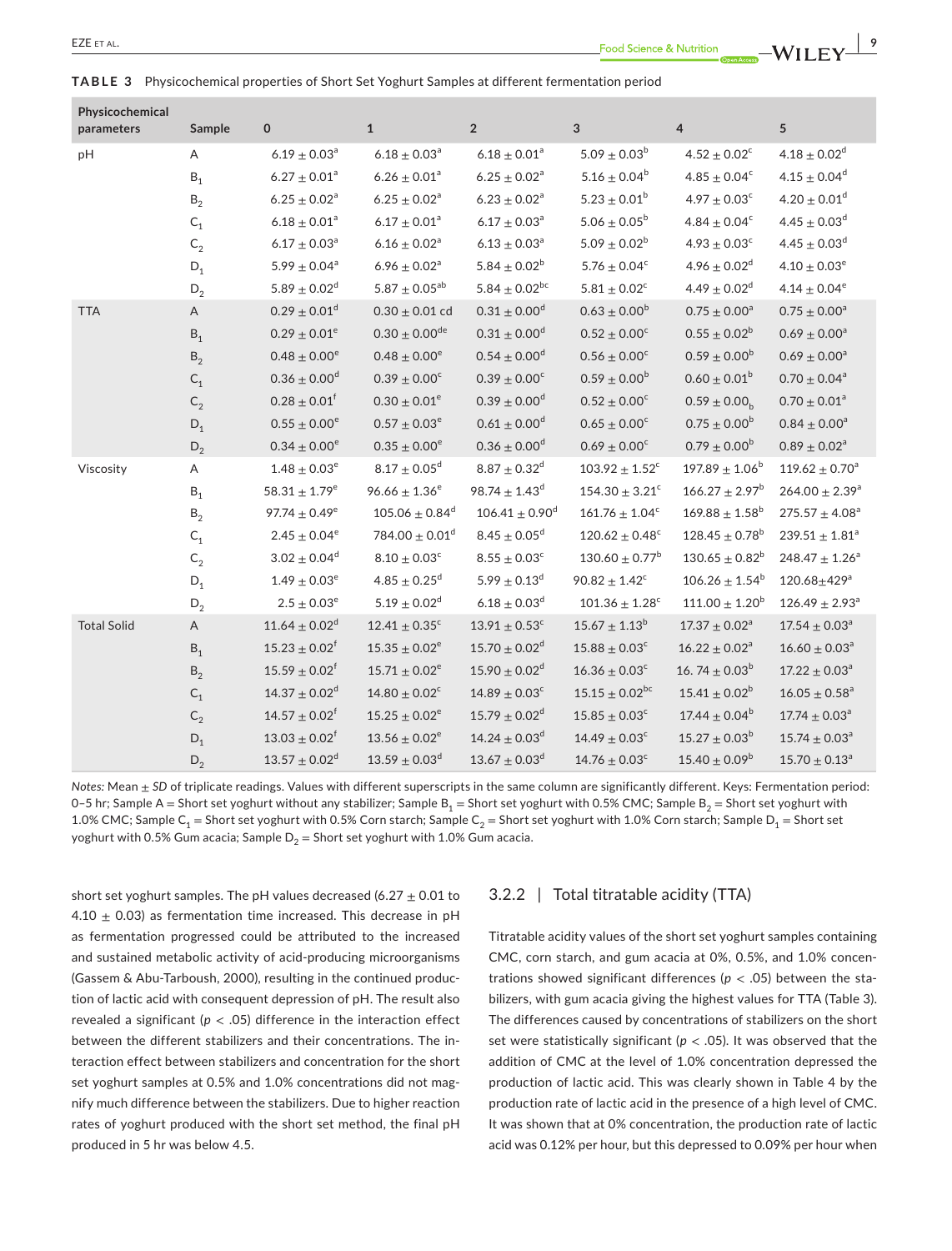**TABLE 3** Physicochemical properties of Short Set Yoghurt Samples at different fermentation period

| Physicochemical parameters | Sample | 0 | 1 | 2 | 3 | 4 | 5 |
|---|---|---|---|---|---|---|---|
| pH | A | $6.19 \pm 0.03^{a}$ | $6.18 \pm 0.03^{a}$ | $6.18 \pm 0.01^{a}$ | $5.09 \pm 0.03^{b}$ | $4.52 \pm 0.02^{c}$ | $4.18 \pm 0.02^{d}$ |
| | $B_1$ | $6.27 \pm 0.01^{a}$ | $6.26 \pm 0.01^{a}$ | $6.25 \pm 0.02^{a}$ | $5.16 \pm 0.04^{b}$ | $4.85 \pm 0.04^{c}$ | $4.15 \pm 0.04^{d}$ |
| | $B_2$ | $6.25 \pm 0.02^{a}$ | $6.25 \pm 0.02^{a}$ | $6.23 \pm 0.02^{a}$ | $5.23 \pm 0.01^{b}$ | $4.97 \pm 0.03^{c}$ | $4.20 \pm 0.01^{d}$ |
| | $C_1$ | $6.18 \pm 0.01^{a}$ | $6.17 \pm 0.01^{a}$ | $6.17 \pm 0.03^{a}$ | $5.06 \pm 0.05^{b}$ | $4.84 \pm 0.04^{c}$ | $4.45 \pm 0.03^{d}$ |
| | $C_2$ | $6.17 \pm 0.03^{a}$ | $6.16 \pm 0.02^{a}$ | $6.13 \pm 0.03^{a}$ | $5.09 \pm 0.02^{b}$ | $4.93 \pm 0.03^{c}$ | $4.45 \pm 0.03^{d}$ |
| | $D_1$ | $5.99 \pm 0.04^{a}$ | $6.96 \pm 0.02^{a}$ | $5.84 \pm 0.02^{b}$ | $5.76 \pm 0.04^{c}$ | $4.96 \pm 0.02^{d}$ | $4.10 \pm 0.03^{e}$ |
| | $D_2$ | $5.89 \pm 0.02^{d}$ | $5.87 \pm 0.05^{ab}$ | $5.84 \pm 0.02^{bc}$ | $5.81 \pm 0.02^{c}$ | $4.49 \pm 0.02^{d}$ | $4.14 \pm 0.04^{e}$ |
| TTA | A | $0.29 \pm 0.01^{d}$ | $0.30 \pm 0.01$ cd | $0.31 \pm 0.00^{d}$ | $0.63 \pm 0.00^{b}$ | $0.75 \pm 0.00^{a}$ | $0.75 \pm 0.00^{a}$ |
| | $B_1$ | $0.29 \pm 0.01^{e}$ | $0.30 \pm 0.00^{de}$ | $0.31 \pm 0.00^{d}$ | $0.52 \pm 0.00^{c}$ | $0.55 \pm 0.02^{b}$ | $0.69 \pm 0.00^{a}$ |
| | $B_2$ | $0.48 \pm 0.00^{e}$ | $0.48 \pm 0.00^{e}$ | $0.54 \pm 0.00^{d}$ | $0.56 \pm 0.00^{c}$ | $0.59 \pm 0.00^{b}$ | $0.69 \pm 0.00^{a}$ |
| | $C_1$ | $0.36 \pm 0.00^{d}$ | $0.39 \pm 0.00^{c}$ | $0.39 \pm 0.00^{c}$ | $0.59 \pm 0.00^{b}$ | $0.60 \pm 0.01^{b}$ | $0.70 \pm 0.04^{a}$ |
| | $C_2$ | $0.28 \pm 0.01^{f}$ | $0.30 \pm 0.01^{e}$ | $0.39 \pm 0.00^{d}$ | $0.52 \pm 0.00^{c}$ | $0.59 \pm 0.00_{b}$ | $0.70 \pm 0.01^{a}$ |
| | $D_1$ | $0.55 \pm 0.00^{e}$ | $0.57 \pm 0.03^{e}$ | $0.61 \pm 0.00^{d}$ | $0.65 \pm 0.00^{c}$ | $0.75 \pm 0.00^{b}$ | $0.84 \pm 0.00^{a}$ |
| | $D_2$ | $0.34 \pm 0.00^{e}$ | $0.35 \pm 0.00^{e}$ | $0.36 \pm 0.00^{d}$ | $0.69 \pm 0.00^{c}$ | $0.79 \pm 0.00^{b}$ | $0.89 \pm 0.02^{a}$ |
| Viscosity | A | $1.48 \pm 0.03^{e}$ | $8.17 \pm 0.05^{d}$ | $8.87 \pm 0.32^{d}$ | $103.92 \pm 1.52^{c}$ | $197.89 \pm 1.06^{b}$ | $119.62 \pm 0.70^{a}$ |
| | $B_1$ | $58.31 \pm 1.79^{e}$ | $96.66 \pm 1.36^{e}$ | $98.74 \pm 1.43^{d}$ | $154.30 \pm 3.21^{c}$ | $166.27 \pm 2.97^{b}$ | $264.00 \pm 2.39^{a}$ |
| | $B_2$ | $97.74 \pm 0.49^{e}$ | $105.06 \pm 0.84^{d}$ | $106.41 \pm 0.90^{d}$ | $161.76 \pm 1.04^{c}$ | $169.88 \pm 1.58^{b}$ | $275.57 \pm 4.08^{a}$ |
| | $C_1$ | $2.45 \pm 0.04^{e}$ | $784.00 \pm 0.01^{d}$ | $8.45 \pm 0.05^{d}$ | $120.62 \pm 0.48^{c}$ | $128.45 \pm 0.78^{b}$ | $239.51 \pm 1.81^{a}$ |
| | $C_2$ | $3.02 \pm 0.04^{d}$ | $8.10 \pm 0.03^{c}$ | $8.55 \pm 0.03^{c}$ | $130.60 \pm 0.77^{b}$ | $130.65 \pm 0.82^{b}$ | $248.47 \pm 1.26^{a}$ |
| | $D_1$ | $1.49 \pm 0.03^{e}$ | $4.85 \pm 0.25^{d}$ | $5.99 \pm 0.13^{d}$ | $90.82 \pm 1.42^{c}$ | $106.26 \pm 1.54^{b}$ | $120.68 \pm 429^{a}$ |
| | $D_2$ | $2.5 \pm 0.03^{e}$ | $5.19 \pm 0.02^{d}$ | $6.18 \pm 0.03^{d}$ | $101.36 \pm 1.28^{c}$ | $111.00 \pm 1.20^{b}$ | $126.49 \pm 2.93^{a}$ |
| Total Solid | A | $11.64 \pm 0.02^{d}$ | $12.41 \pm 0.35^{c}$ | $13.91 \pm 0.53^{c}$ | $15.67 \pm 1.13^{b}$ | $17.37 \pm 0.02^{a}$ | $17.54 \pm 0.03^{a}$ |
| | $B_1$ | $15.23 \pm 0.02^{f}$ | $15.35 \pm 0.02^{e}$ | $15.70 \pm 0.02^{d}$ | $15.88 \pm 0.03^{c}$ | $16.22 \pm 0.02^{a}$ | $16.60 \pm 0.03^{a}$ |
| | $B_2$ | $15.59 \pm 0.02^{f}$ | $15.71 \pm 0.02^{e}$ | $15.90 \pm 0.02^{d}$ | $16.36 \pm 0.03^{c}$ | $16.74 \pm 0.03^{b}$ | $17.22 \pm 0.03^{a}$ |
| | $C_1$ | $14.37 \pm 0.02^{d}$ | $14.80 \pm 0.02^{c}$ | $14.89 \pm 0.03^{c}$ | $15.15 \pm 0.02^{bc}$ | $15.41 \pm 0.02^{b}$ | $16.05 \pm 0.58^{a}$ |
| | $C_2$ | $14.57 \pm 0.02^{f}$ | $15.25 \pm 0.02^{e}$ | $15.79 \pm 0.02^{d}$ | $15.85 \pm 0.03^{c}$ | $17.44 \pm 0.04^{b}$ | $17.74 \pm 0.03^{a}$ |
| | $D_1$ | $13.03 \pm 0.02^{f}$ | $13.56 \pm 0.02^{e}$ | $14.24 \pm 0.03^{d}$ | $14.49 \pm 0.03^{c}$ | $15.27 \pm 0.03^{b}$ | $15.74 \pm 0.03^{a}$ |
| | $D_2$ | $13.57 \pm 0.02^{d}$ | $13.59 \pm 0.03^{d}$ | $13.67 \pm 0.03^{d}$ | $14.76 \pm 0.03^{c}$ | $15.40 \pm 0.09^{b}$ | $15.70 \pm 0.13^{a}$ |

*Notes:* Mean ± *SD* of triplicate readings. Values with different superscripts in the same column are significantly different. Keys: Fermentation period: 0–5 hr; Sample A = Short set yoghurt without any stabilizer; Sample $B_1$ = Short set yoghurt with 0.5% CMC; Sample $B_2$ = Short set yoghurt with 1.0% CMC; Sample $C_1$ = Short set yoghurt with 0.5% Corn starch; Sample $C_2$ = Short set yoghurt with 1.0% Corn starch; Sample $D_1$ = Short set yoghurt with 0.5% Gum acacia; Sample $D_2$ = Short set yoghurt with 1.0% Gum acacia.

short set yoghurt samples. The pH values decreased (6.27 ± 0.01 to 4.10 ± 0.03) as fermentation time increased. This decrease in pH as fermentation progressed could be attributed to the increased and sustained metabolic activity of acid-producing microorganisms (Gassem & Abu-Tarboush, 2000), resulting in the continued production of lactic acid with consequent depression of pH. The result also revealed a significant ($p < .05$) difference in the interaction effect between the different stabilizers and their concentrations. The interaction effect between stabilizers and concentration for the short set yoghurt samples at 0.5% and 1.0% concentrations did not magnify much difference between the stabilizers. Due to higher reaction rates of yoghurt produced with the short set method, the final pH produced in 5 hr was below 4.5.

### 3.2.2 | Total titratable acidity (TTA)

Titratable acidity values of the short set yoghurt samples containing CMC, corn starch, and gum acacia at 0%, 0.5%, and 1.0% concentrations showed significant differences ($p < .05$) between the stabilizers, with gum acacia giving the highest values for TTA (Table 3). The differences caused by concentrations of stabilizers on the short set were statistically significant ($p < .05$). It was observed that the addition of CMC at the level of 1.0% concentration depressed the production of lactic acid. This was clearly shown in Table 4 by the production rate of lactic acid in the presence of a high level of CMC. It was shown that at 0% concentration, the production rate of lactic acid was 0.12% per hour, but this depressed to 0.09% per hour when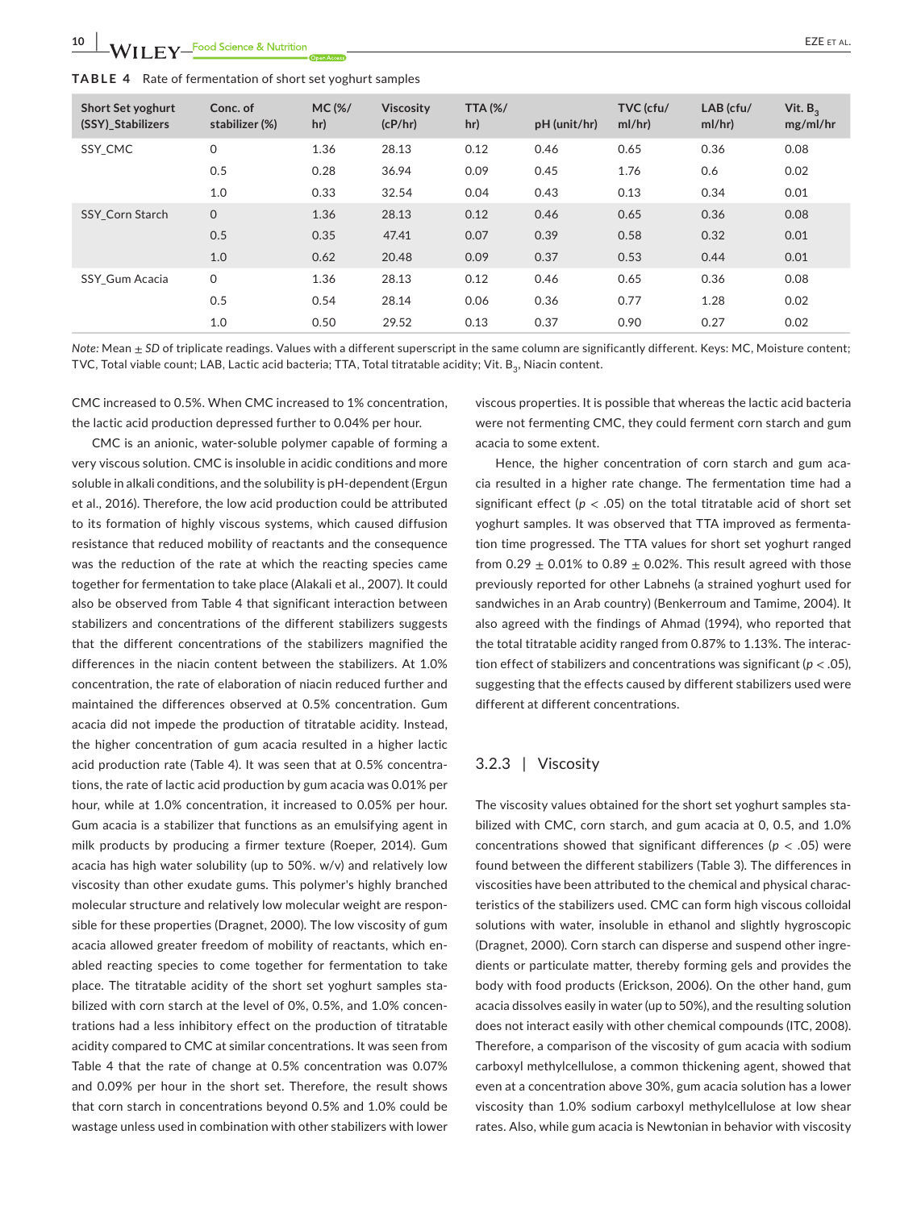**TABLE 4** Rate of fermentation of short set yoghurt samples

| Short Set yoghurt (SSY)_Stabilizers | Conc. of stabilizer (%) | MC (%/hr) | Viscosity (cP/hr) | TTA (%/hr) | pH (unit/hr) | TVC (cfu/ml/hr) | LAB (cfu/ml/hr) | Vit. $B_3$ mg/ml/hr |
|---|---|---|---|---|---|---|---|---|
| SSY_CMC | 0 | 1.36 | 28.13 | 0.12 | 0.46 | 0.65 | 0.36 | 0.08 |
| | 0.5 | 0.28 | 36.94 | 0.09 | 0.45 | 1.76 | 0.6 | 0.02 |
| | 1.0 | 0.33 | 32.54 | 0.04 | 0.43 | 0.13 | 0.34 | 0.01 |
| SSY_Corn Starch | 0 | 1.36 | 28.13 | 0.12 | 0.46 | 0.65 | 0.36 | 0.08 |
| | 0.5 | 0.35 | 47.41 | 0.07 | 0.39 | 0.58 | 0.32 | 0.01 |
| | 1.0 | 0.62 | 20.48 | 0.09 | 0.37 | 0.53 | 0.44 | 0.01 |
| SSY_Gum Acacia | 0 | 1.36 | 28.13 | 0.12 | 0.46 | 0.65 | 0.36 | 0.08 |
| | 0.5 | 0.54 | 28.14 | 0.06 | 0.36 | 0.77 | 1.28 | 0.02 |
| | 1.0 | 0.50 | 29.52 | 0.13 | 0.37 | 0.90 | 0.27 | 0.02 |

*Note:* Mean ± *SD* of triplicate readings. Values with a different superscript in the same column are significantly different. Keys: MC, Moisture content; TVC, Total viable count; LAB, Lactic acid bacteria; TTA, Total titratable acidity; Vit. $B_3$, Niacin content.

CMC increased to 0.5%. When CMC increased to 1% concentration, the lactic acid production depressed further to 0.04% per hour.

CMC is an anionic, water-soluble polymer capable of forming a very viscous solution. CMC is insoluble in acidic conditions and more soluble in alkali conditions, and the solubility is pH-dependent (Ergun et al., 2016). Therefore, the low acid production could be attributed to its formation of highly viscous systems, which caused diffusion resistance that reduced mobility of reactants and the consequence was the reduction of the rate at which the reacting species came together for fermentation to take place (Alakali et al., 2007). It could also be observed from Table 4 that significant interaction between stabilizers and concentrations of the different stabilizers suggests that the different concentrations of the stabilizers magnified the differences in the niacin content between the stabilizers. At 1.0% concentration, the rate of elaboration of niacin reduced further and maintained the differences observed at 0.5% concentration. Gum acacia did not impede the production of titratable acidity. Instead, the higher concentration of gum acacia resulted in a higher lactic acid production rate (Table 4). It was seen that at 0.5% concentrations, the rate of lactic acid production by gum acacia was 0.01% per hour, while at 1.0% concentration, it increased to 0.05% per hour. Gum acacia is a stabilizer that functions as an emulsifying agent in milk products by producing a firmer texture (Roeper, 2014). Gum acacia has high water solubility (up to 50%. w/v) and relatively low viscosity than other exudate gums. This polymer's highly branched molecular structure and relatively low molecular weight are responsible for these properties (Dragnet, 2000). The low viscosity of gum acacia allowed greater freedom of mobility of reactants, which enabled reacting species to come together for fermentation to take place. The titratable acidity of the short set yoghurt samples stabilized with corn starch at the level of 0%, 0.5%, and 1.0% concentrations had a less inhibitory effect on the production of titratable acidity compared to CMC at similar concentrations. It was seen from Table 4 that the rate of change at 0.5% concentration was 0.07% and 0.09% per hour in the short set. Therefore, the result shows that corn starch in concentrations beyond 0.5% and 1.0% could be wastage unless used in combination with other stabilizers with lower viscous properties. It is possible that whereas the lactic acid bacteria were not fermenting CMC, they could ferment corn starch and gum acacia to some extent.

Hence, the higher concentration of corn starch and gum acacia resulted in a higher rate change. The fermentation time had a significant effect ($p < .05$) on the total titratable acid of short set yoghurt samples. It was observed that TTA improved as fermentation time progressed. The TTA values for short set yoghurt ranged from 0.29 ± 0.01% to 0.89 ± 0.02%. This result agreed with those previously reported for other Labnehs (a strained yoghurt used for sandwiches in an Arab country) (Benkerroum and Tamime, 2004). It also agreed with the findings of Ahmad (1994), who reported that the total titratable acidity ranged from 0.87% to 1.13%. The interaction effect of stabilizers and concentrations was significant ($p < .05$), suggesting that the effects caused by different stabilizers used were different at different concentrations.

### 3.2.3 | Viscosity

The viscosity values obtained for the short set yoghurt samples stabilized with CMC, corn starch, and gum acacia at 0, 0.5, and 1.0% concentrations showed that significant differences ($p < .05$) were found between the different stabilizers (Table 3). The differences in viscosities have been attributed to the chemical and physical characteristics of the stabilizers used. CMC can form high viscous colloidal solutions with water, insoluble in ethanol and slightly hygroscopic (Dragnet, 2000). Corn starch can disperse and suspend other ingredients or particulate matter, thereby forming gels and provides the body with food products (Erickson, 2006). On the other hand, gum acacia dissolves easily in water (up to 50%), and the resulting solution does not interact easily with other chemical compounds (ITC, 2008). Therefore, a comparison of the viscosity of gum acacia with sodium carboxyl methylcellulose, a common thickening agent, showed that even at a concentration above 30%, gum acacia solution has a lower viscosity than 1.0% sodium carboxyl methylcellulose at low shear rates. Also, while gum acacia is Newtonian in behavior with viscosity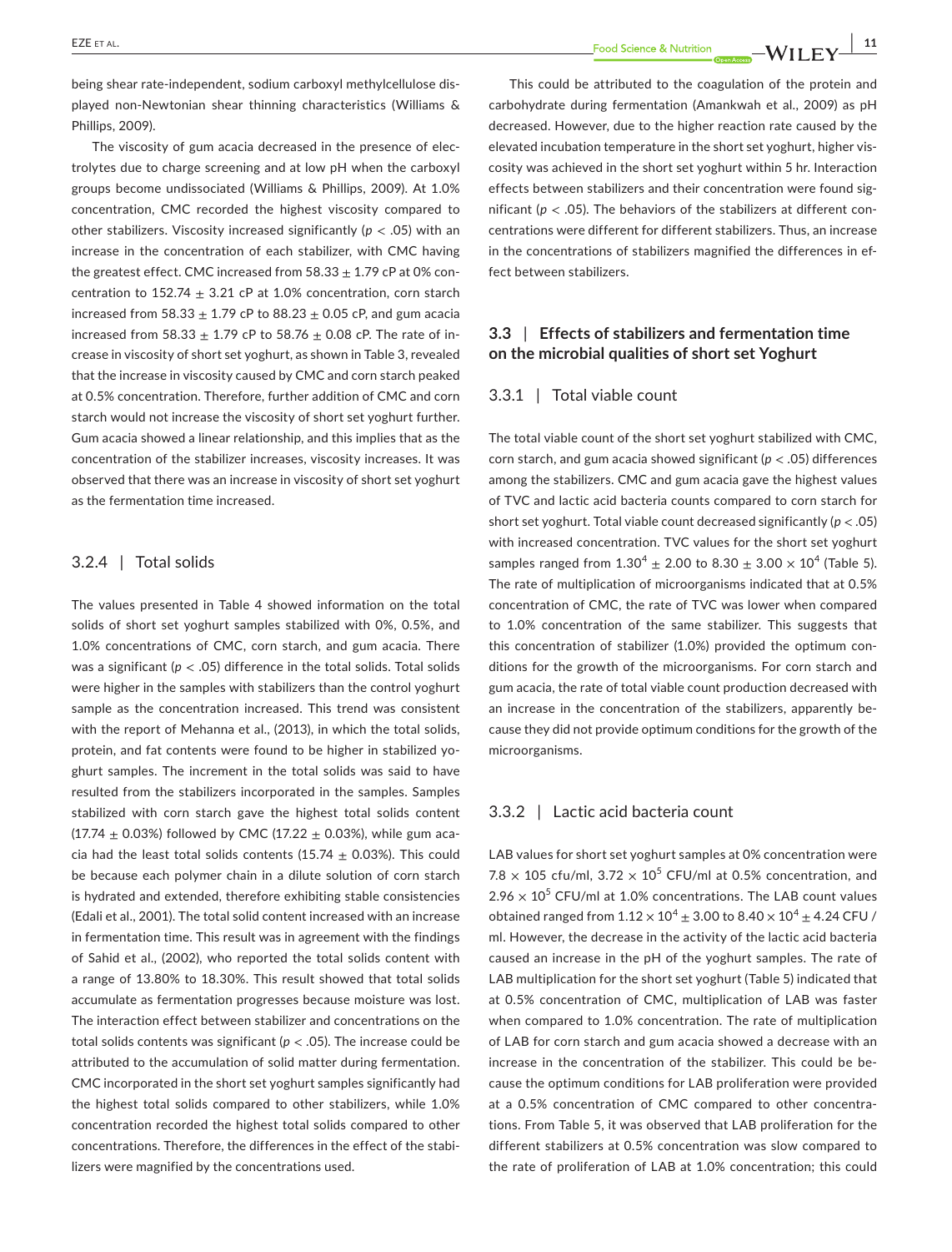being shear rate-independent, sodium carboxyl methylcellulose displayed non-Newtonian shear thinning characteristics (Williams & Phillips, 2009).

The viscosity of gum acacia decreased in the presence of electrolytes due to charge screening and at low pH when the carboxyl groups become undissociated (Williams & Phillips, 2009). At 1.0% concentration, CMC recorded the highest viscosity compared to other stabilizers. Viscosity increased significantly ($p < .05$) with an increase in the concentration of each stabilizer, with CMC having the greatest effect. CMC increased from $58.33 \pm 1.79$ cP at 0% concentration to $152.74 \pm 3.21$ cP at 1.0% concentration, corn starch increased from $58.33 \pm 1.79$ cP to $88.23 \pm 0.05$ cP, and gum acacia increased from $58.33 \pm 1.79$ cP to $58.76 \pm 0.08$ cP. The rate of increase in viscosity of short set yoghurt, as shown in Table 3, revealed that the increase in viscosity caused by CMC and corn starch peaked at 0.5% concentration. Therefore, further addition of CMC and corn starch would not increase the viscosity of short set yoghurt further. Gum acacia showed a linear relationship, and this implies that as the concentration of the stabilizer increases, viscosity increases. It was observed that there was an increase in viscosity of short set yoghurt as the fermentation time increased.

#### 3.2.4 | Total solids

The values presented in Table 4 showed information on the total solids of short set yoghurt samples stabilized with 0%, 0.5%, and 1.0% concentrations of CMC, corn starch, and gum acacia. There was a significant ($p < .05$) difference in the total solids. Total solids were higher in the samples with stabilizers than the control yoghurt sample as the concentration increased. This trend was consistent with the report of Mehanna et al., (2013), in which the total solids, protein, and fat contents were found to be higher in stabilized yoghurt samples. The increment in the total solids was said to have resulted from the stabilizers incorporated in the samples. Samples stabilized with corn starch gave the highest total solids content ($17.74 \pm 0.03\%$) followed by CMC ($17.22 \pm 0.03\%$), while gum acacia had the least total solids contents ($15.74 \pm 0.03\%$). This could be because each polymer chain in a dilute solution of corn starch is hydrated and extended, therefore exhibiting stable consistencies (Edali et al., 2001). The total solid content increased with an increase in fermentation time. This result was in agreement with the findings of Sahid et al., (2002), who reported the total solids content with a range of 13.80% to 18.30%. This result showed that total solids accumulate as fermentation progresses because moisture was lost. The interaction effect between stabilizer and concentrations on the total solids contents was significant ($p < .05$). The increase could be attributed to the accumulation of solid matter during fermentation. CMC incorporated in the short set yoghurt samples significantly had the highest total solids compared to other stabilizers, while 1.0% concentration recorded the highest total solids compared to other concentrations. Therefore, the differences in the effect of the stabilizers were magnified by the concentrations used.

This could be attributed to the coagulation of the protein and carbohydrate during fermentation (Amankwah et al., 2009) as pH decreased. However, due to the higher reaction rate caused by the elevated incubation temperature in the short set yoghurt, higher viscosity was achieved in the short set yoghurt within 5 hr. Interaction effects between stabilizers and their concentration were found significant ($p < .05$). The behaviors of the stabilizers at different concentrations were different for different stabilizers. Thus, an increase in the concentrations of stabilizers magnified the differences in effect between stabilizers.

### 3.3 | Effects of stabilizers and fermentation time on the microbial qualities of short set Yoghurt

#### 3.3.1 | Total viable count

The total viable count of the short set yoghurt stabilized with CMC, corn starch, and gum acacia showed significant ($p < .05$) differences among the stabilizers. CMC and gum acacia gave the highest values of TVC and lactic acid bacteria counts compared to corn starch for short set yoghurt. Total viable count decreased significantly ($p < .05$) with increased concentration. TVC values for the short set yoghurt samples ranged from $1.30^4 \pm 2.00$ to $8.30 \pm 3.00 \times 10^4$ (Table 5). The rate of multiplication of microorganisms indicated that at 0.5% concentration of CMC, the rate of TVC was lower when compared to 1.0% concentration of the same stabilizer. This suggests that this concentration of stabilizer (1.0%) provided the optimum conditions for the growth of the microorganisms. For corn starch and gum acacia, the rate of total viable count production decreased with an increase in the concentration of the stabilizers, apparently because they did not provide optimum conditions for the growth of the microorganisms.

#### 3.3.2 | Lactic acid bacteria count

LAB values for short set yoghurt samples at 0% concentration were $7.8 \times 105$ cfu/ml, $3.72 \times 10^5$ CFU/ml at 0.5% concentration, and $2.96 \times 10^5$ CFU/ml at 1.0% concentrations. The LAB count values obtained ranged from $1.12 \times 10^4 \pm 3.00$ to $8.40 \times 10^4 \pm 4.24$ CFU / ml. However, the decrease in the activity of the lactic acid bacteria caused an increase in the pH of the yoghurt samples. The rate of LAB multiplication for the short set yoghurt (Table 5) indicated that at 0.5% concentration of CMC, multiplication of LAB was faster when compared to 1.0% concentration. The rate of multiplication of LAB for corn starch and gum acacia showed a decrease with an increase in the concentration of the stabilizer. This could be because the optimum conditions for LAB proliferation were provided at a 0.5% concentration of CMC compared to other concentrations. From Table 5, it was observed that LAB proliferation for the different stabilizers at 0.5% concentration was slow compared to the rate of proliferation of LAB at 1.0% concentration; this could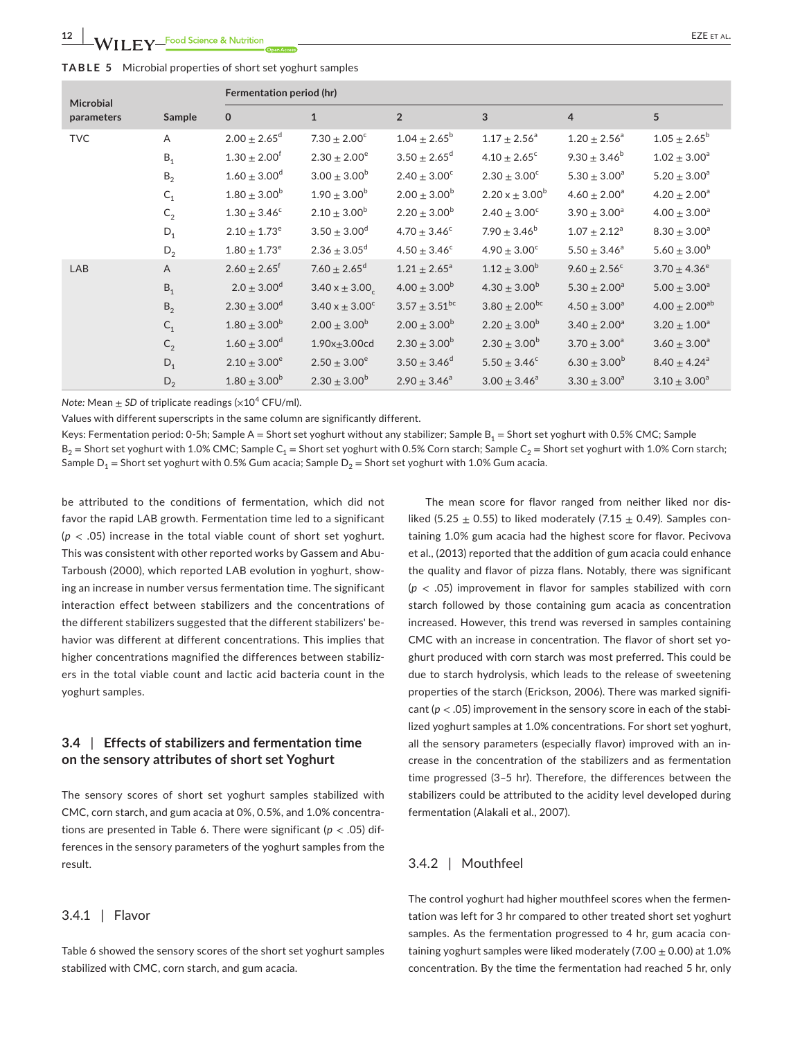**TABLE 5** Microbial properties of short set yoghurt samples

| Microbial parameters | Sample | Fermentation period (hr) | | | | | |
|---|---|---|---|---|---|---|---|
| | | 0 | 1 | 2 | 3 | 4 | 5 |
| TVC | A | $2.00 \pm 2.65^{d}$ | $7.30 \pm 2.00^{c}$ | $1.04 \pm 2.65^{b}$ | $1.17 \pm 2.56^{a}$ | $1.20 \pm 2.56^{a}$ | $1.05 \pm 2.65^{b}$ |
| | $B_1$ | $1.30 \pm 2.00^{f}$ | $2.30 \pm 2.00^{e}$ | $3.50 \pm 2.65^{d}$ | $4.10 \pm 2.65^{c}$ | $9.30 \pm 3.46^{b}$ | $1.02 \pm 3.00^{a}$ |
| | $B_2$ | $1.60 \pm 3.00^{d}$ | $3.00 \pm 3.00^{b}$ | $2.40 \pm 3.00^{c}$ | $2.30 \pm 3.00^{c}$ | $5.30 \pm 3.00^{a}$ | $5.20 \pm 3.00^{a}$ |
| | $C_1$ | $1.80 \pm 3.00^{b}$ | $1.90 \pm 3.00^{b}$ | $2.00 \pm 3.00^{b}$ | $2.20 \times \pm 3.00^{b}$ | $4.60 \pm 2.00^{a}$ | $4.20 \pm 2.00^{a}$ |
| | $C_2$ | $1.30 \pm 3.46^{c}$ | $2.10 \pm 3.00^{b}$ | $2.20 \pm 3.00^{b}$ | $2.40 \pm 3.00^{c}$ | $3.90 \pm 3.00^{a}$ | $4.00 \pm 3.00^{a}$ |
| | $D_1$ | $2.10 \pm 1.73^{e}$ | $3.50 \pm 3.00^{d}$ | $4.70 \pm 3.46^{c}$ | $7.90 \pm 3.46^{b}$ | $1.07 \pm 2.12^{a}$ | $8.30 \pm 3.00^{a}$ |
| | $D_2$ | $1.80 \pm 1.73^{e}$ | $2.36 \pm 3.05^{d}$ | $4.50 \pm 3.46^{c}$ | $4.90 \pm 3.00^{c}$ | $5.50 \pm 3.46^{a}$ | $5.60 \pm 3.00^{b}$ |
| LAB | A | $2.60 \pm 2.65^{f}$ | $7.60 \pm 2.65^{d}$ | $1.21 \pm 2.65^{a}$ | $1.12 \pm 3.00^{b}$ | $9.60 \pm 2.56^{c}$ | $3.70 \pm 4.36^{e}$ |
| | $B_1$ | $2.0 \pm 3.00^{d}$ | $3.40 \times \pm 3.00_{c}$ | $4.00 \pm 3.00^{b}$ | $4.30 \pm 3.00^{b}$ | $5.30 \pm 2.00^{a}$ | $5.00 \pm 3.00^{a}$ |
| | $B_2$ | $2.30 \pm 3.00^{d}$ | $3.40 \times \pm 3.00^{c}$ | $3.57 \pm 3.51^{bc}$ | $3.80 \pm 2.00^{bc}$ | $4.50 \pm 3.00^{a}$ | $4.00 \pm 2.00^{ab}$ |
| | $C_1$ | $1.80 \pm 3.00^{b}$ | $2.00 \pm 3.00^{b}$ | $2.00 \pm 3.00^{b}$ | $2.20 \pm 3.00^{b}$ | $3.40 \pm 2.00^{a}$ | $3.20 \pm 1.00^{a}$ |
| | $C_2$ | $1.60 \pm 3.00^{d}$ | 1.90x±3.00cd | $2.30 \pm 3.00^{b}$ | $2.30 \pm 3.00^{b}$ | $3.70 \pm 3.00^{a}$ | $3.60 \pm 3.00^{a}$ |
| | $D_1$ | $2.10 \pm 3.00^{e}$ | $2.50 \pm 3.00^{e}$ | $3.50 \pm 3.46^{d}$ | $5.50 \pm 3.46^{c}$ | $6.30 \pm 3.00^{b}$ | $8.40 \pm 4.24^{a}$ |
| | $D_2$ | $1.80 \pm 3.00^{b}$ | $2.30 \pm 3.00^{b}$ | $2.90 \pm 3.46^{a}$ | $3.00 \pm 3.46^{a}$ | $3.30 \pm 3.00^{a}$ | $3.10 \pm 3.00^{a}$ |

*Note:* Mean ± *SD* of triplicate readings ($\times 10^4$ CFU/ml).

Values with different superscripts in the same column are significantly different.

Keys: Fermentation period: 0-5h; Sample A = Short set yoghurt without any stabilizer; Sample $B_1$ = Short set yoghurt with 0.5% CMC; Sample $B_2$ = Short set yoghurt with 1.0% CMC; Sample $C_1$ = Short set yoghurt with 0.5% Corn starch; Sample $C_2$ = Short set yoghurt with 1.0% Corn starch; Sample $D_1$ = Short set yoghurt with 0.5% Gum acacia; Sample $D_2$ = Short set yoghurt with 1.0% Gum acacia.

be attributed to the conditions of fermentation, which did not favor the rapid LAB growth. Fermentation time led to a significant ($p < .05$) increase in the total viable count of short set yoghurt. This was consistent with other reported works by Gassem and Abu-Tarboush (2000), which reported LAB evolution in yoghurt, showing an increase in number versus fermentation time. The significant interaction effect between stabilizers and the concentrations of the different stabilizers suggested that the different stabilizers' behavior was different at different concentrations. This implies that higher concentrations magnified the differences between stabilizers in the total viable count and lactic acid bacteria count in the yoghurt samples.

### 3.4 | Effects of stabilizers and fermentation time on the sensory attributes of short set Yoghurt

The sensory scores of short set yoghurt samples stabilized with CMC, corn starch, and gum acacia at 0%, 0.5%, and 1.0% concentrations are presented in Table 6. There were significant ($p < .05$) differences in the sensory parameters of the yoghurt samples from the result.

#### 3.4.1 | Flavor

Table 6 showed the sensory scores of the short set yoghurt samples stabilized with CMC, corn starch, and gum acacia.

The mean score for flavor ranged from neither liked nor disliked (5.25 ± 0.55) to liked moderately (7.15 ± 0.49). Samples containing 1.0% gum acacia had the highest score for flavor. Pecivova et al., (2013) reported that the addition of gum acacia could enhance the quality and flavor of pizza flans. Notably, there was significant ($p < .05$) improvement in flavor for samples stabilized with corn starch followed by those containing gum acacia as concentration increased. However, this trend was reversed in samples containing CMC with an increase in concentration. The flavor of short set yoghurt produced with corn starch was most preferred. This could be due to starch hydrolysis, which leads to the release of sweetening properties of the starch (Erickson, 2006). There was marked significant ($p < .05$) improvement in the sensory score in each of the stabilized yoghurt samples at 1.0% concentrations. For short set yoghurt, all the sensory parameters (especially flavor) improved with an increase in the concentration of the stabilizers and as fermentation time progressed (3–5 hr). Therefore, the differences between the stabilizers could be attributed to the acidity level developed during fermentation (Alakali et al., 2007).

#### 3.4.2 | Mouthfeel

The control yoghurt had higher mouthfeel scores when the fermentation was left for 3 hr compared to other treated short set yoghurt samples. As the fermentation progressed to 4 hr, gum acacia containing yoghurt samples were liked moderately (7.00 ± 0.00) at 1.0% concentration. By the time the fermentation had reached 5 hr, only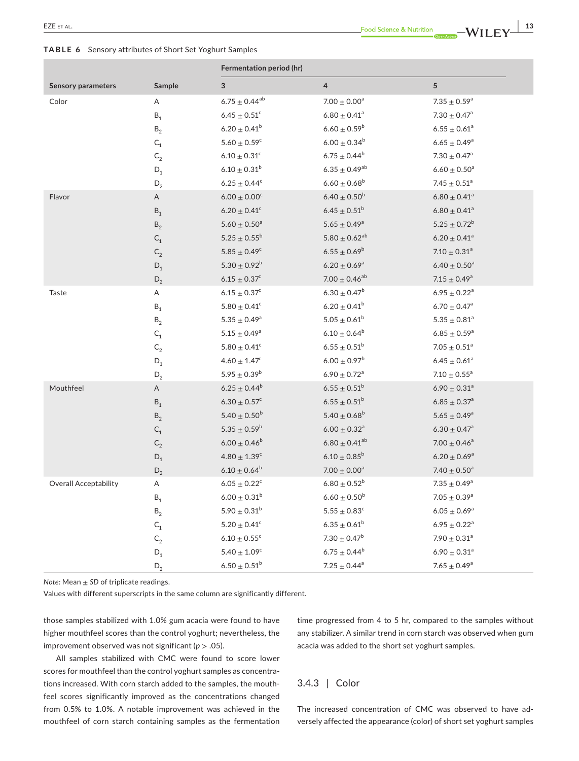**TABLE 6** Sensory attributes of Short Set Yoghurt Samples

| Sensory parameters | Sample | Fermentation period (hr) | | |
|---|---|---|---|---|
| | | 3 | 4 | 5 |
| Color | A | $6.75 \pm 0.44^{ab}$ | $7.00 \pm 0.00^{a}$ | $7.35 \pm 0.59^{a}$ |
| | $B_1$ | $6.45 \pm 0.51^{c}$ | $6.80 \pm 0.41^{a}$ | $7.30 \pm 0.47^{a}$ |
| | $B_2$ | $6.20 \pm 0.41^{b}$ | $6.60 \pm 0.59^{b}$ | $6.55 \pm 0.61^{a}$ |
| | $C_1$ | $5.60 \pm 0.59^{c}$ | $6.00 \pm 0.34^{b}$ | $6.65 \pm 0.49^{a}$ |
| | $C_2$ | $6.10 \pm 0.31^{c}$ | $6.75 \pm 0.44^{b}$ | $7.30 \pm 0.47^{a}$ |
| | $D_1$ | $6.10 \pm 0.31^{b}$ | $6.35 \pm 0.49^{ab}$ | $6.60 \pm 0.50^{a}$ |
| | $D_2$ | $6.25 \pm 0.44^{c}$ | $6.60 \pm 0.68^{b}$ | $7.45 \pm 0.51^{a}$ |
| Flavor | A | $6.00 \pm 0.00^{c}$ | $6.40 \pm 0.50^{b}$ | $6.80 \pm 0.41^{a}$ |
| | $B_1$ | $6.20 \pm 0.41^{c}$ | $6.45 \pm 0.51^{b}$ | $6.80 \pm 0.41^{a}$ |
| | $B_2$ | $5.60 \pm 0.50^{a}$ | $5.65 \pm 0.49^{a}$ | $5.25 \pm 0.72^{b}$ |
| | $C_1$ | $5.25 \pm 0.55^{b}$ | $5.80 \pm 0.62^{ab}$ | $6.20 \pm 0.41^{a}$ |
| | $C_2$ | $5.85 \pm 0.49^{c}$ | $6.55 \pm 0.69^{b}$ | $7.10 \pm 0.31^{a}$ |
| | $D_1$ | $5.30 \pm 0.92^{b}$ | $6.20 \pm 0.69^{a}$ | $6.40 \pm 0.50^{a}$ |
| | $D_2$ | $6.15 \pm 0.37^{c}$ | $7.00 \pm 0.46^{ab}$ | $7.15 \pm 0.49^{a}$ |
| Taste | A | $6.15 \pm 0.37^{c}$ | $6.30 \pm 0.47^{b}$ | $6.95 \pm 0.22^{a}$ |
| | $B_1$ | $5.80 \pm 0.41^{c}$ | $6.20 \pm 0.41^{b}$ | $6.70 \pm 0.47^{a}$ |
| | $B_2$ | $5.35 \pm 0.49^{a}$ | $5.05 \pm 0.61^{b}$ | $5.35 \pm 0.81^{a}$ |
| | $C_1$ | $5.15 \pm 0.49^{a}$ | $6.10 \pm 0.64^{b}$ | $6.85 \pm 0.59^{a}$ |
| | $C_2$ | $5.80 \pm 0.41^{c}$ | $6.55 \pm 0.51^{b}$ | $7.05 \pm 0.51^{a}$ |
| | $D_1$ | $4.60 \pm 1.47^{c}$ | $6.00 \pm 0.97^{b}$ | $6.45 \pm 0.61^{a}$ |
| | $D_2$ | $5.95 \pm 0.39^{b}$ | $6.90 \pm 0.72^{a}$ | $7.10 \pm 0.55^{a}$ |
| Mouthfeel | A | $6.25 \pm 0.44^{b}$ | $6.55 \pm 0.51^{b}$ | $6.90 \pm 0.31^{a}$ |
| | $B_1$ | $6.30 \pm 0.57^{c}$ | $6.55 \pm 0.51^{b}$ | $6.85 \pm 0.37^{a}$ |
| | $B_2$ | $5.40 \pm 0.50^{b}$ | $5.40 \pm 0.68^{b}$ | $5.65 \pm 0.49^{a}$ |
| | $C_1$ | $5.35 \pm 0.59^{b}$ | $6.00 \pm 0.32^{a}$ | $6.30 \pm 0.47^{a}$ |
| | $C_2$ | $6.00 \pm 0.46^{b}$ | $6.80 \pm 0.41^{ab}$ | $7.00 \pm 0.46^{a}$ |
| | $D_1$ | $4.80 \pm 1.39^{c}$ | $6.10 \pm 0.85^{b}$ | $6.20 \pm 0.69^{a}$ |
| | $D_2$ | $6.10 \pm 0.64^{b}$ | $7.00 \pm 0.00^{a}$ | $7.40 \pm 0.50^{a}$ |
| Overall Acceptability | A | $6.05 \pm 0.22^{c}$ | $6.80 \pm 0.52^{b}$ | $7.35 \pm 0.49^{a}$ |
| | $B_1$ | $6.00 \pm 0.31^{b}$ | $6.60 \pm 0.50^{b}$ | $7.05 \pm 0.39^{a}$ |
| | $B_2$ | $5.90 \pm 0.31^{b}$ | $5.55 \pm 0.83^{c}$ | $6.05 \pm 0.69^{a}$ |
| | $C_1$ | $5.20 \pm 0.41^{c}$ | $6.35 \pm 0.61^{b}$ | $6.95 \pm 0.22^{a}$ |
| | $C_2$ | $6.10 \pm 0.55^{c}$ | $7.30 \pm 0.47^{b}$ | $7.90 \pm 0.31^{a}$ |
| | $D_1$ | $5.40 \pm 1.09^{c}$ | $6.75 \pm 0.44^{b}$ | $6.90 \pm 0.31^{a}$ |
| | $D_2$ | $6.50 \pm 0.51^{b}$ | $7.25 \pm 0.44^{a}$ | $7.65 \pm 0.49^{a}$ |

*Note:* Mean ± *SD* of triplicate readings.

Values with different superscripts in the same column are significantly different.

those samples stabilized with 1.0% gum acacia were found to have higher mouthfeel scores than the control yoghurt; nevertheless, the improvement observed was not significant ($p > .05$).

All samples stabilized with CMC were found to score lower scores for mouthfeel than the control yoghurt samples as concentrations increased. With corn starch added to the samples, the mouthfeel scores significantly improved as the concentrations changed from 0.5% to 1.0%. A notable improvement was achieved in the mouthfeel of corn starch containing samples as the fermentation time progressed from 4 to 5 hr, compared to the samples without any stabilizer. A similar trend in corn starch was observed when gum acacia was added to the short set yoghurt samples.

### 3.4.3 | Color

The increased concentration of CMC was observed to have adversely affected the appearance (color) of short set yoghurt samples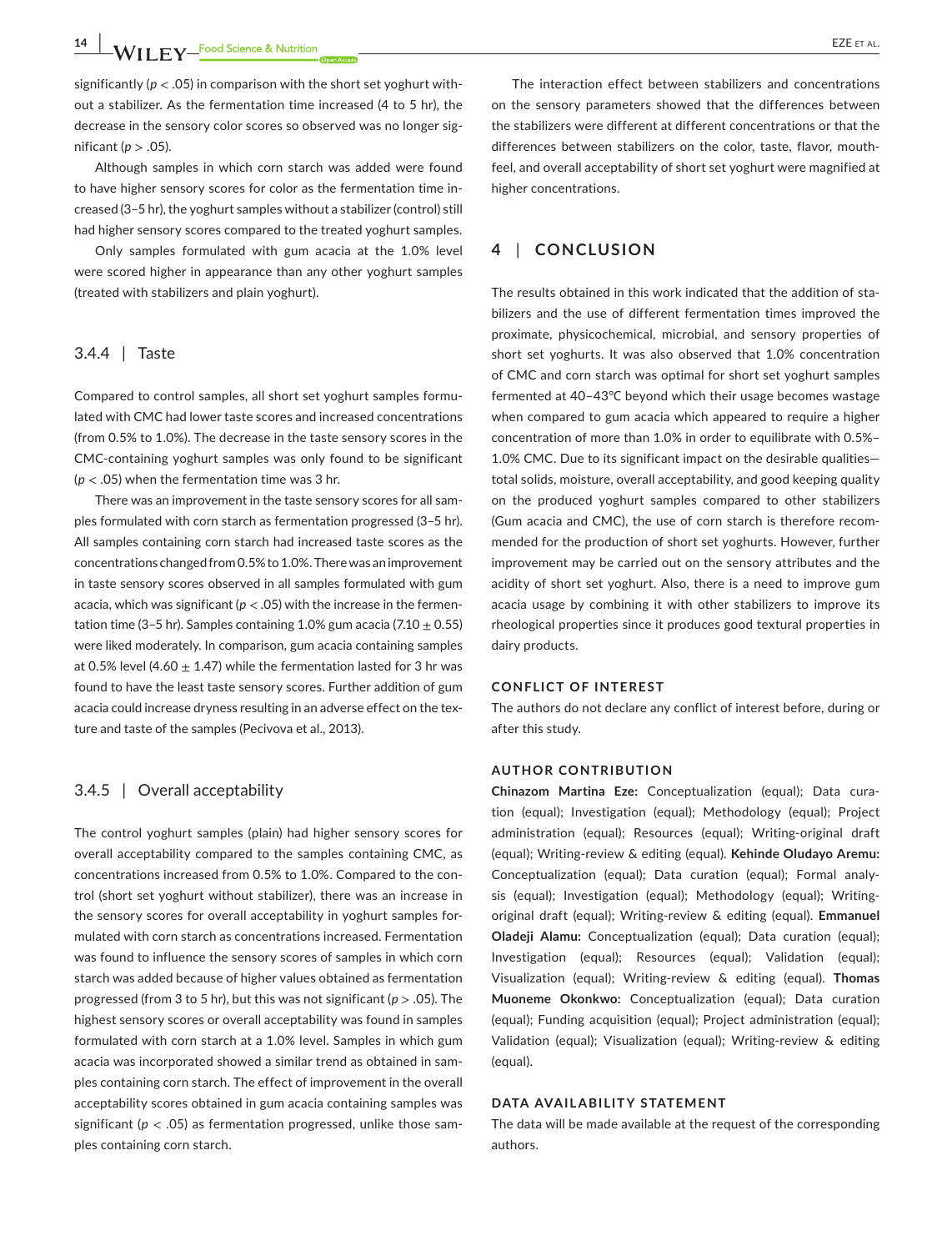significantly ($p < .05$) in comparison with the short set yoghurt without a stabilizer. As the fermentation time increased (4 to 5 hr), the decrease in the sensory color scores so observed was no longer significant ($p > .05$).

Although samples in which corn starch was added were found to have higher sensory scores for color as the fermentation time increased (3–5 hr), the yoghurt samples without a stabilizer (control) still had higher sensory scores compared to the treated yoghurt samples.

Only samples formulated with gum acacia at the 1.0% level were scored higher in appearance than any other yoghurt samples (treated with stabilizers and plain yoghurt).

### 3.4.4 | Taste

Compared to control samples, all short set yoghurt samples formulated with CMC had lower taste scores and increased concentrations (from 0.5% to 1.0%). The decrease in the taste sensory scores in the CMC-containing yoghurt samples was only found to be significant ($p < .05$) when the fermentation time was 3 hr.

There was an improvement in the taste sensory scores for all samples formulated with corn starch as fermentation progressed (3–5 hr). All samples containing corn starch had increased taste scores as the concentrations changed from 0.5% to 1.0%. There was an improvement in taste sensory scores observed in all samples formulated with gum acacia, which was significant ($p < .05$) with the increase in the fermentation time (3–5 hr). Samples containing 1.0% gum acacia ($7.10 \pm 0.55$) were liked moderately. In comparison, gum acacia containing samples at 0.5% level ($4.60 \pm 1.47$) while the fermentation lasted for 3 hr was found to have the least taste sensory scores. Further addition of gum acacia could increase dryness resulting in an adverse effect on the texture and taste of the samples (Pecivova et al., 2013).

### 3.4.5 | Overall acceptability

The control yoghurt samples (plain) had higher sensory scores for overall acceptability compared to the samples containing CMC, as concentrations increased from 0.5% to 1.0%. Compared to the control (short set yoghurt without stabilizer), there was an increase in the sensory scores for overall acceptability in yoghurt samples formulated with corn starch as concentrations increased. Fermentation was found to influence the sensory scores of samples in which corn starch was added because of higher values obtained as fermentation progressed (from 3 to 5 hr), but this was not significant ($p > .05$). The highest sensory scores or overall acceptability was found in samples formulated with corn starch at a 1.0% level. Samples in which gum acacia was incorporated showed a similar trend as obtained in samples containing corn starch. The effect of improvement in the overall acceptability scores obtained in gum acacia containing samples was significant ($p < .05$) as fermentation progressed, unlike those samples containing corn starch.

The interaction effect between stabilizers and concentrations on the sensory parameters showed that the differences between the stabilizers were different at different concentrations or that the differences between stabilizers on the color, taste, flavor, mouthfeel, and overall acceptability of short set yoghurt were magnified at higher concentrations.

## 4 | CONCLUSION

The results obtained in this work indicated that the addition of stabilizers and the use of different fermentation times improved the proximate, physicochemical, microbial, and sensory properties of short set yoghurts. It was also observed that 1.0% concentration of CMC and corn starch was optimal for short set yoghurt samples fermented at 40–43°C beyond which their usage becomes wastage when compared to gum acacia which appeared to require a higher concentration of more than 1.0% in order to equilibrate with 0.5%–1.0% CMC. Due to its significant impact on the desirable qualities—total solids, moisture, overall acceptability, and good keeping quality on the produced yoghurt samples compared to other stabilizers (Gum acacia and CMC), the use of corn starch is therefore recommended for the production of short set yoghurts. However, further improvement may be carried out on the sensory attributes and the acidity of short set yoghurt. Also, there is a need to improve gum acacia usage by combining it with other stabilizers to improve its rheological properties since it produces good textural properties in dairy products.

**CONFLICT OF INTEREST**

The authors do not declare any conflict of interest before, during or after this study.

**AUTHOR CONTRIBUTION**

**Chinazom Martina Eze:** Conceptualization (equal); Data curation (equal); Investigation (equal); Methodology (equal); Project administration (equal); Resources (equal); Writing-original draft (equal); Writing-review & editing (equal). **Kehinde Oludayo Aremu:** Conceptualization (equal); Data curation (equal); Formal analysis (equal); Investigation (equal); Methodology (equal); Writing-original draft (equal); Writing-review & editing (equal). **Emmanuel Oladeji Alamu:** Conceptualization (equal); Data curation (equal); Investigation (equal); Resources (equal); Validation (equal); Visualization (equal); Writing-review & editing (equal). **Thomas Muoneme Okonkwo:** Conceptualization (equal); Data curation (equal); Funding acquisition (equal); Project administration (equal); Validation (equal); Visualization (equal); Writing-review & editing (equal).

**DATA AVAILABILITY STATEMENT**

The data will be made available at the request of the corresponding authors.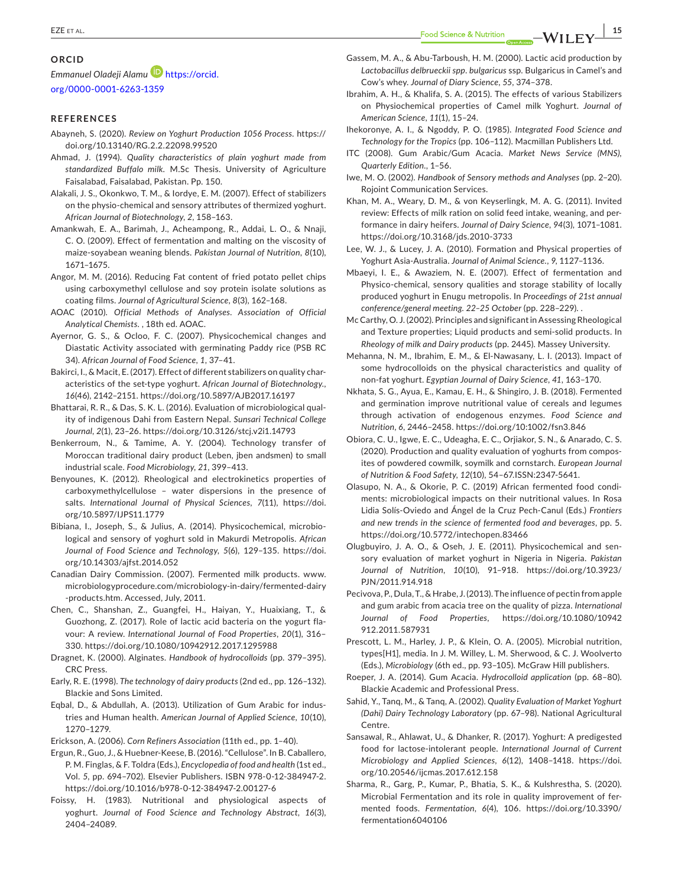## ORCID

*Emmanuel Oladeji Alamu* https://orcid.org/0000-0001-6263-1359

## REFERENCES

Abayneh, S. (2020). *Review on Yoghurt Production 1056 Process*. https://doi.org/10.13140/RG.2.2.22098.99520

Ahmad, J. (1994). *Quality characteristics of plain yoghurt made from standardized Buffalo milk*. M.Sc Thesis. University of Agriculture Faisalabad, Faisalabad, Pakistan. Pp. 150.

Alakali, J. S., Okonkwo, T. M., & Iordye, E. M. (2007). Effect of stabilizers on the physio-chemical and sensory attributes of thermized yoghurt. *African Journal of Biotechnology*, *2*, 158–163.

Amankwah, E. A., Barimah, J., Acheampong, R., Addai, L. O., & Nnaji, C. O. (2009). Effect of fermentation and malting on the viscosity of maize-soyabean weaning blends. *Pakistan Journal of Nutrition*, *8*(10), 1671–1675.

Angor, M. M. (2016). Reducing Fat content of fried potato pellet chips using carboxymethyl cellulose and soy protein isolate solutions as coating films. *Journal of Agricultural Science*, *8*(3), 162–168.

AOAC (2010). *Official Methods of Analyses. Association of Official Analytical Chemists*. , 18th ed. AOAC.

Ayernor, G. S., & Ocloo, F. C. (2007). Physicochemical changes and Diastatic Activity associated with germinating Paddy rice (PSB RC 34). *African Journal of Food Science*, *1*, 37–41.

Bakirci, I., & Macit, E. (2017). Effect of different stabilizers on quality characteristics of the set-type yoghurt. *African Journal of Biotechnology.*, *16*(46), 2142–2151. https://doi.org/10.5897/AJB2017.16197

Bhattarai, R. R., & Das, S. K. L. (2016). Evaluation of microbiological quality of indigenous Dahi from Eastern Nepal. *Sunsari Technical College Journal*, *2*(1), 23–26. https://doi.org/10.3126/stcj.v2i1.14793

Benkerroum, N., & Tamime, A. Y. (2004). Technology transfer of Moroccan traditional dairy product (Leben, jben andsmen) to small industrial scale. *Food Microbiology*, *21*, 399–413.

Benyounes, K. (2012). Rheological and electrokinetics properties of carboxymethylcellulose – water dispersions in the presence of salts. *International Journal of Physical Sciences*, *7*(11), https://doi.org/10.5897/IJPS11.1779

Bibiana, I., Joseph, S., & Julius, A. (2014). Physicochemical, microbiological and sensory of yoghurt sold in Makurdi Metropolis. *African Journal of Food Science and Technology*, *5*(6), 129–135. https://doi.org/10.14303/ajfst.2014.052

Canadian Dairy Commission. (2007). Fermented milk products. www.microbiologyprocedure.com/microbiology-in-dairy/fermented-dairy-products.htm. Accessed, July, 2011.

Chen, C., Shanshan, Z., Guangfei, H., Haiyan, Y., Huaixiang, T., & Guozhong, Z. (2017). Role of lactic acid bacteria on the yogurt flavour: A review. *International Journal of Food Properties*, *20*(1), 316–330. https://doi.org/10.1080/10942912.2017.1295988

Dragnet, K. (2000). Alginates. *Handbook of hydrocolloids* (pp. 379–395). CRC Press.

Early, R. E. (1998). *The technology of dairy products* (2nd ed., pp. 126–132). Blackie and Sons Limited.

Eqbal, D., & Abdullah, A. (2013). Utilization of Gum Arabic for industries and Human health. *American Journal of Applied Science*, *10*(10), 1270–1279.

Erickson, A. (2006). *Corn Refiners Association* (11th ed., pp. 1–40).

Ergun, R., Guo, J., & Huebner-Keese, B. (2016). "Cellulose". In B. Caballero, P. M. Finglas, & F. Toldra (Eds.), *Encyclopedia of food and health* (1st ed., Vol. *5*, pp. 694–702). Elsevier Publishers. ISBN 978-0-12-384947-2. https://doi.org/10.1016/b978-0-12-384947-2.00127-6

Foissy, H. (1983). Nutritional and physiological aspects of yoghurt. *Journal of Food Science and Technology Abstract*, *16*(3), 2404–24089.

Gassem, M. A., & Abu-Tarboush, H. M. (2000). Lactic acid production by *Lactobacillus delbrueckii spp. bulgaricus* ssp. Bulgaricus in Camel's and Cow's whey. *Journal of Diary Science*, *55*, 374–378.

Ibrahim, A. H., & Khalifa, S. A. (2015). The effects of various Stabilizers on Physiochemical properties of Camel milk Yoghurt. *Journal of American Science*, *11*(1), 15–24.

Ihekoronye, A. I., & Ngoddy, P. O. (1985). *Integrated Food Science and Technology for the Tropics* (pp. 106–112). Macmillan Publishers Ltd.

ITC (2008). Gum Arabic/Gum Acacia. *Market News Service (MNS), Quarterly Edition.*, 1–56.

Iwe, M. O. (2002). *Handbook of Sensory methods and Analyses* (pp. 2–20). Rojoint Communication Services.

Khan, M. A., Weary, D. M., & von Keyserlingk, M. A. G. (2011). Invited review: Effects of milk ration on solid feed intake, weaning, and performance in dairy heifers. *Journal of Dairy Science*, *94*(3), 1071–1081. https://doi.org/10.3168/jds.2010-3733

Lee, W. J., & Lucey, J. A. (2010). Formation and Physical properties of Yoghurt Asia-Australia. *Journal of Animal Science.*, *9*, 1127–1136.

Mbaeyi, I. E., & Awaziem, N. E. (2007). Effect of fermentation and Physco-chemical, sensory qualities and storage stability of locally produced yoghurt in Enugu metropolis. In *Proceedings of 21st annual conference/general meeting. 22–25 October* (pp. 228–229). .

Mc Carthy, O. J. (2002). Principles and significant in Assessing Rheological and Texture properties; Liquid products and semi-solid products. In *Rheology of milk and Dairy products* (pp. 2445). Massey University.

Mehanna, N. M., Ibrahim, E. M., & El-Nawasany, L. I. (2013). Impact of some hydrocolloids on the physical characteristics and quality of non-fat yoghurt. *Egyptian Journal of Dairy Science*, *41*, 163–170.

Nkhata, S. G., Ayua, E., Kamau, E. H., & Shingiro, J. B. (2018). Fermented and germination improve nutritional value of cereals and legumes through activation of endogenous enzymes. *Food Science and Nutrition*, *6*, 2446–2458. https://doi.org/10:1002/fsn3.846

Obiora, C. U., Igwe, E. C., Udeagha, E. C., Orjiakor, S. N., & Anarado, C. S. (2020). Production and quality evaluation of yoghurts from composites of powdered cowmilk, soymilk and cornstarch. *European Journal of Nutrition & Food Safety*, *12*(10), 54–67.ISSN:2347-5641.

Olasupo, N. A., & Okorie, P. C. (2019) African fermented food condiments: microbiological impacts on their nutritional values. In Rosa Lidia Solís-Oviedo and Ángel de la Cruz Pech-Canul (Eds.) *Frontiers and new trends in the science of fermented food and beverages*, pp. 5. https://doi.org/10.5772/intechopen.83466

Olugbuyiro, J. A. O., & Oseh, J. E. (2011). Physicochemical and sensory evaluation of market yoghurt in Nigeria in Nigeria. *Pakistan Journal of Nutrition*, *10*(10), 91–918. https://doi.org/10.3923/PJN/2011.914.918

Pecivova, P., Dula, T., & Hrabe, J. (2013). The influence of pectin from apple and gum arabic from acacia tree on the quality of pizza. *International Journal of Food Properties*, https://doi.org/10.1080/10942912.2011.587931

Prescott, L. M., Harley, J. P., & Klein, O. A. (2005). Microbial nutrition, types[H1], media. In J. M. Willey, L. M. Sherwood, & C. J. Woolverto (Eds.), *Microbiology* (6th ed., pp. 93–105). McGraw Hill publishers.

Roeper, J. A. (2014). Gum Acacia. *Hydrocolloid application* (pp. 68–80). Blackie Academic and Professional Press.

Sahid, Y., Tanq, M., & Tanq, A. (2002). *Quality Evaluation of Market Yoghurt (Dahi) Dairy Technology Laboratory* (pp. 67–98). National Agricultural Centre.

Sansawal, R., Ahlawat, U., & Dhanker, R. (2017). Yoghurt: A predigested food for lactose-intolerant people. *International Journal of Current Microbiology and Applied Sciences*, *6*(12), 1408–1418. https://doi.org/10.20546/ijcmas.2017.612.158

Sharma, R., Garg, P., Kumar, P., Bhatia, S. K., & Kulshrestha, S. (2020). Microbial Fermentation and its role in quality improvement of fermented foods. *Fermentation*, *6*(4), 106. https://doi.org/10.3390/fermentation6040106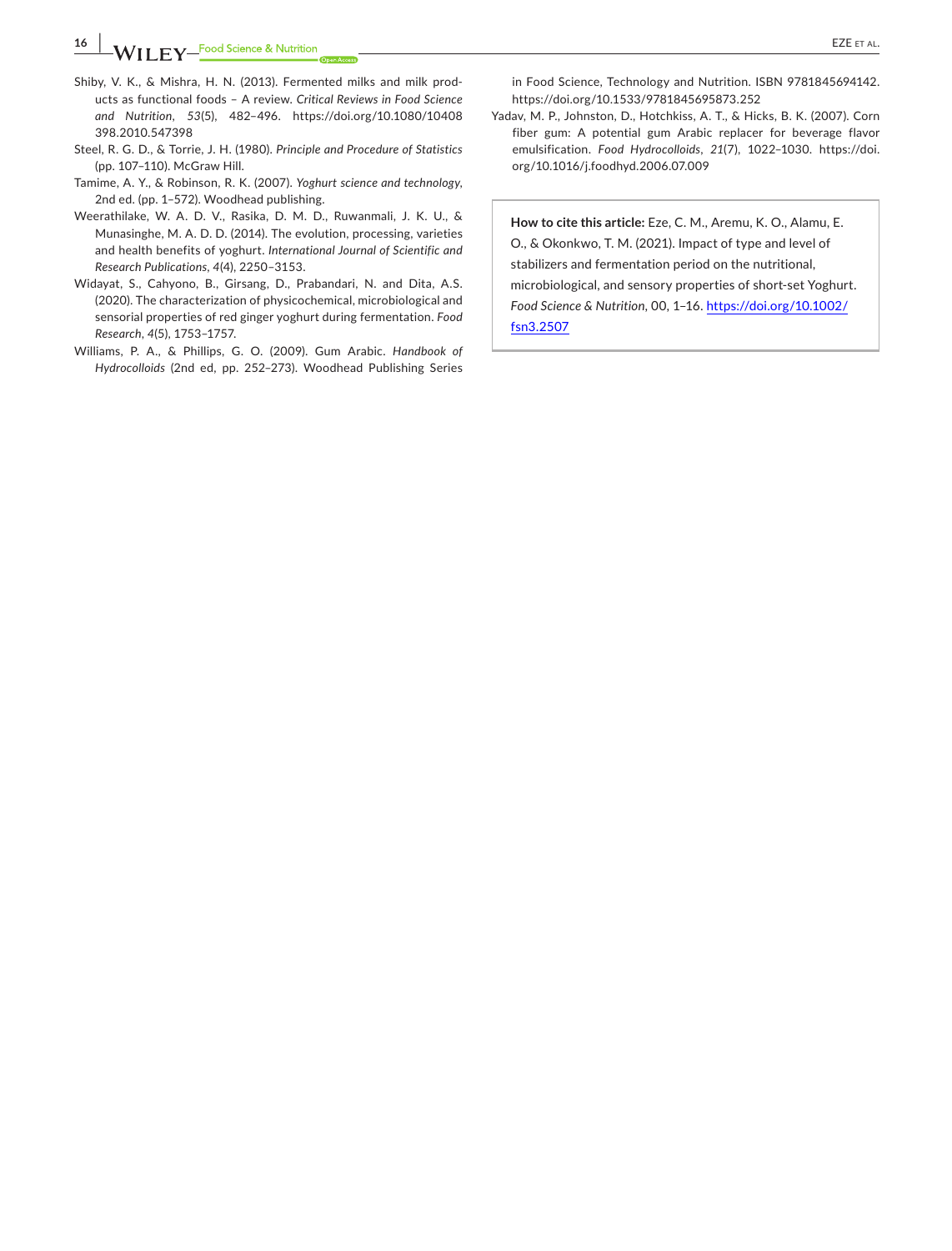Shiby, V. K., & Mishra, H. N. (2013). Fermented milks and milk products as functional foods – A review. *Critical Reviews in Food Science and Nutrition*, *53*(5), 482–496. https://doi.org/10.1080/10408398.2010.547398

Steel, R. G. D., & Torrie, J. H. (1980). *Principle and Procedure of Statistics* (pp. 107–110). McGraw Hill.

Tamime, A. Y., & Robinson, R. K. (2007). *Yoghurt science and technology*, 2nd ed. (pp. 1–572). Woodhead publishing.

Weerathilake, W. A. D. V., Rasika, D. M. D., Ruwanmali, J. K. U., & Munasinghe, M. A. D. D. (2014). The evolution, processing, varieties and health benefits of yoghurt. *International Journal of Scientific and Research Publications*, *4*(4), 2250–3153.

Widayat, S., Cahyono, B., Girsang, D., Prabandari, N. and Dita, A.S. (2020). The characterization of physicochemical, microbiological and sensorial properties of red ginger yoghurt during fermentation. *Food Research*, 4(5), 1753–1757.

Williams, P. A., & Phillips, G. O. (2009). Gum Arabic. *Handbook of Hydrocolloids* (2nd ed, pp. 252–273). Woodhead Publishing Series in Food Science, Technology and Nutrition. ISBN 9781845694142. https://doi.org/10.1533/9781845695873.252

Yadav, M. P., Johnston, D., Hotchkiss, A. T., & Hicks, B. K. (2007). Corn fiber gum: A potential gum Arabic replacer for beverage flavor emulsification. *Food Hydrocolloids*, *21*(7), 1022–1030. https://doi.org/10.1016/j.foodhyd.2006.07.009

**How to cite this article:** Eze, C. M., Aremu, K. O., Alamu, E. O., & Okonkwo, T. M. (2021). Impact of type and level of stabilizers and fermentation period on the nutritional, microbiological, and sensory properties of short-set Yoghurt. *Food Science & Nutrition*, 00, 1–16. https://doi.org/10.1002/fsn3.2507